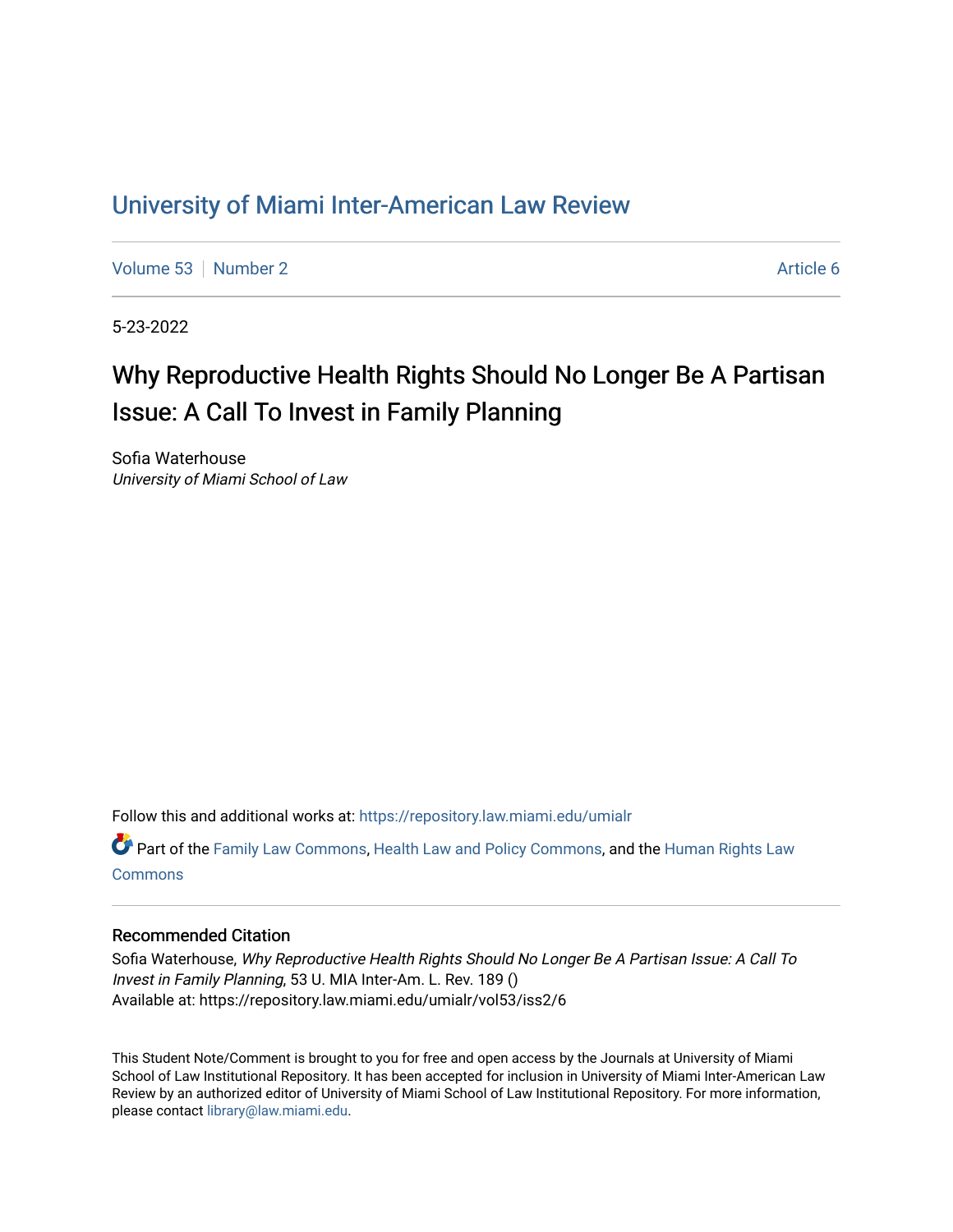# University of Miami Inter-American Law Review

Volume 53 | Number 2 | Article 6

5-23-2022

## Why Reproductive Health Rights Should No Longer Be A Partisan Issue: A Call To Invest in Family Planning

Sofia Waterhouse
*University of Miami School of Law*

Follow this and additional works at: https://repository.law.miami.edu/umialr

Part of the Family Law Commons, Health Law and Policy Commons, and the Human Rights Law Commons

### Recommended Citation

Sofia Waterhouse, *Why Reproductive Health Rights Should No Longer Be A Partisan Issue: A Call To Invest in Family Planning*, 53 U. MIA Inter-Am. L. Rev. 189 ()
Available at: https://repository.law.miami.edu/umialr/vol53/iss2/6

This Student Note/Comment is brought to you for free and open access by the Journals at University of Miami School of Law Institutional Repository. It has been accepted for inclusion in University of Miami Inter-American Law Review by an authorized editor of University of Miami School of Law Institutional Repository. For more information, please contact library@law.miami.edu.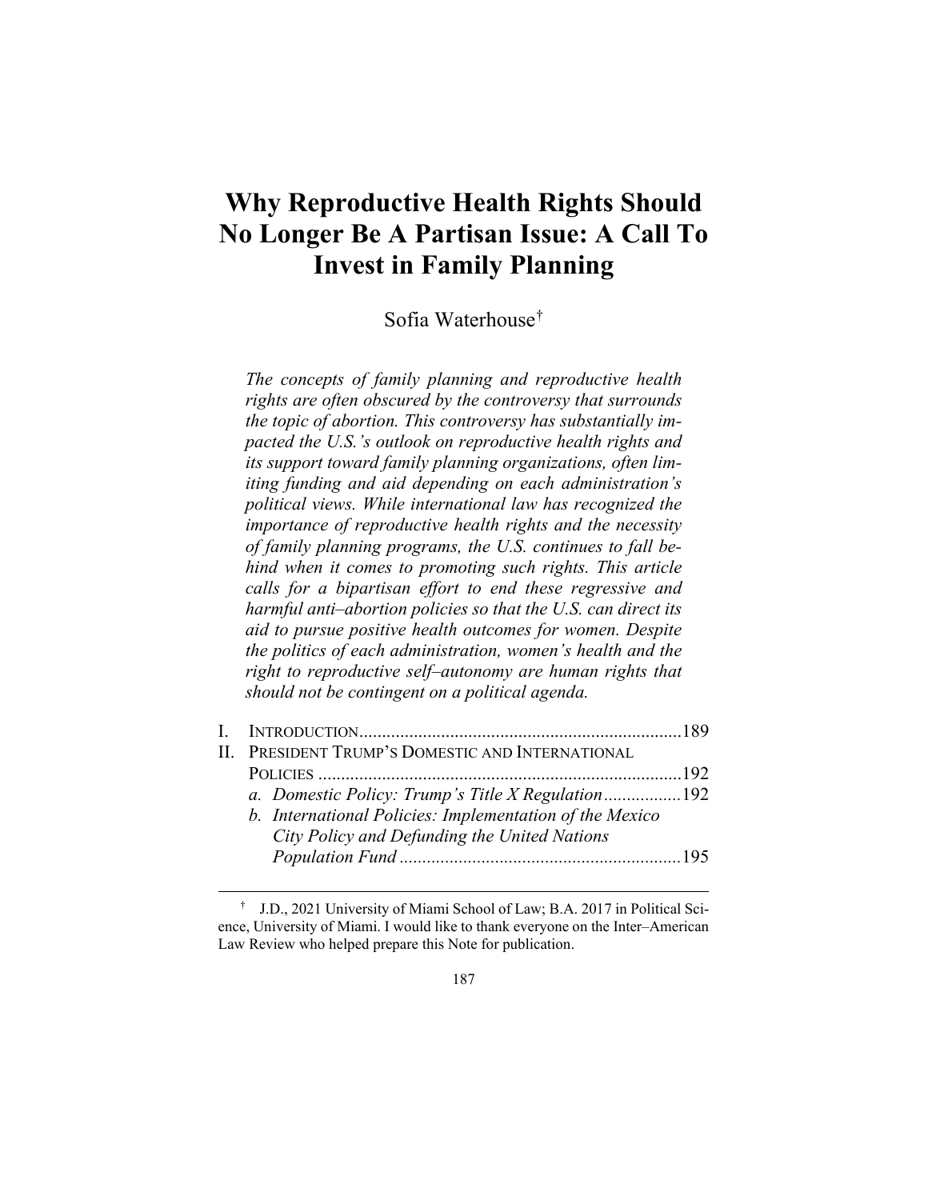# Why Reproductive Health Rights Should No Longer Be A Partisan Issue: A Call To Invest in Family Planning

Sofia Waterhouse[†]

*The concepts of family planning and reproductive health rights are often obscured by the controversy that surrounds the topic of abortion. This controversy has substantially impacted the U.S.'s outlook on reproductive health rights and its support toward family planning organizations, often limiting funding and aid depending on each administration's political views. While international law has recognized the importance of reproductive health rights and the necessity of family planning programs, the U.S. continues to fall behind when it comes to promoting such rights. This article calls for a bipartisan effort to end these regressive and harmful anti–abortion policies so that the U.S. can direct its aid to pursue positive health outcomes for women. Despite the politics of each administration, women's health and the right to reproductive self–autonomy are human rights that should not be contingent on a political agenda.*

I. INTRODUCTION ....................................................................... 189

II. PRESIDENT TRUMP'S DOMESTIC AND INTERNATIONAL POLICIES ................................................................................ 192

- *a. Domestic Policy: Trump's Title X Regulation* ................. 192
- *b. International Policies: Implementation of the Mexico City Policy and Defunding the United Nations Population Fund* ............................................................. 195

---

[†] J.D., 2021 University of Miami School of Law; B.A. 2017 in Political Science, University of Miami. I would like to thank everyone on the Inter–American Law Review who helped prepare this Note for publication.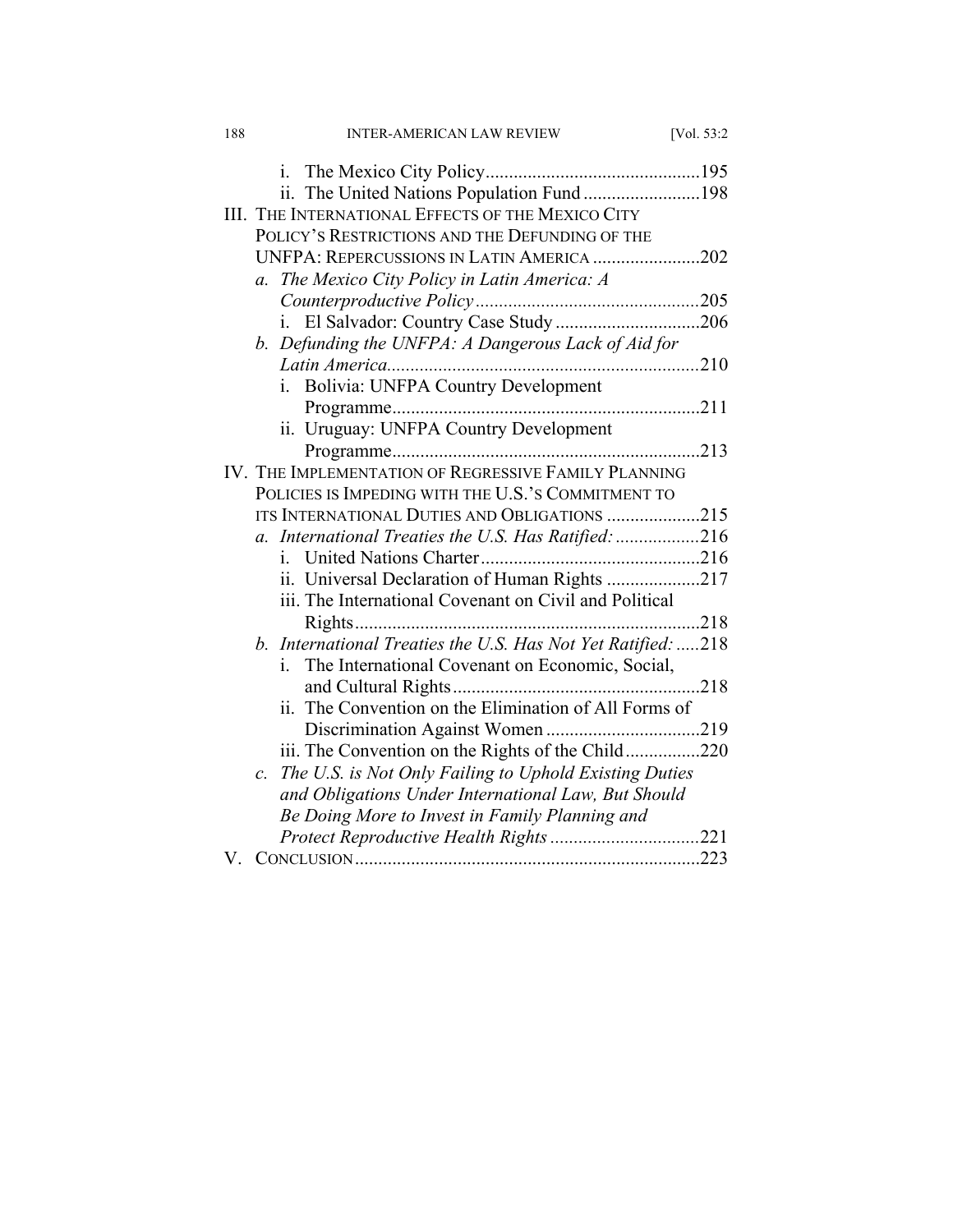i. The Mexico City Policy.............................................195

ii. The United Nations Population Fund.........................198

III. THE INTERNATIONAL EFFECTS OF THE MEXICO CITY POLICY'S RESTRICTIONS AND THE DEFUNDING OF THE UNFPA: REPERCUSSIONS IN LATIN AMERICA .......................202

*a. The Mexico City Policy in Latin America: A Counterproductive Policy*................................................205

i. El Salvador: Country Case Study...............................206

*b. Defunding the UNFPA: A Dangerous Lack of Aid for Latin America*...................................................................210

i. Bolivia: UNFPA Country Development Programme..................................................................211

ii. Uruguay: UNFPA Country Development Programme..................................................................213

IV. THE IMPLEMENTATION OF REGRESSIVE FAMILY PLANNING POLICIES IS IMPEDING WITH THE U.S.'S COMMITMENT TO ITS INTERNATIONAL DUTIES AND OBLIGATIONS ....................215

*a. International Treaties the U.S. Has Ratified:*..................216

i. United Nations Charter...............................................216

ii. Universal Declaration of Human Rights ....................217

iii. The International Covenant on Civil and Political Rights..........................................................................218

*b. International Treaties the U.S. Has Not Yet Ratified:*.....218

i. The International Covenant on Economic, Social, and Cultural Rights.....................................................218

ii. The Convention on the Elimination of All Forms of Discrimination Against Women.................................219

iii. The Convention on the Rights of the Child................220

*c. The U.S. is Not Only Failing to Uphold Existing Duties and Obligations Under International Law, But Should Be Doing More to Invest in Family Planning and Protect Reproductive Health Rights*................................221

V. CONCLUSION..........................................................................223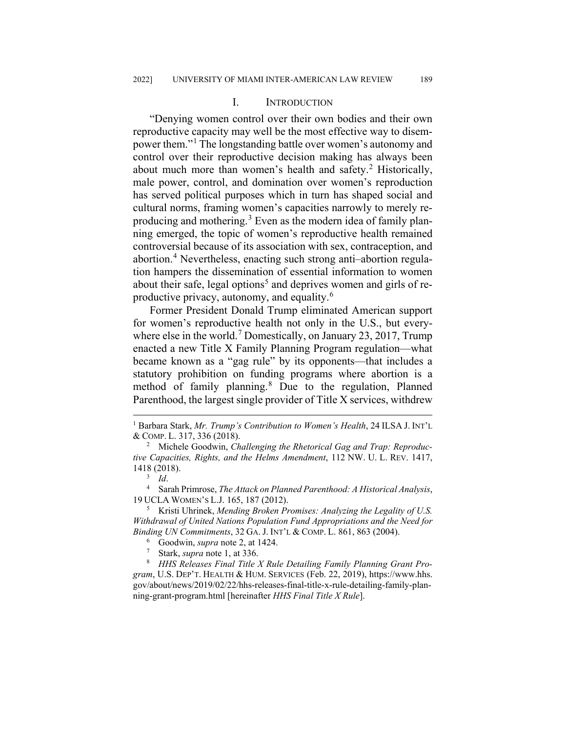## I. INTRODUCTION

"Denying women control over their own bodies and their own reproductive capacity may well be the most effective way to disempower them."[1] The longstanding battle over women's autonomy and control over their reproductive decision making has always been about much more than women's health and safety.[2] Historically, male power, control, and domination over women's reproduction has served political purposes which in turn has shaped social and cultural norms, framing women's capacities narrowly to merely reproducing and mothering.[3] Even as the modern idea of family planning emerged, the topic of women's reproductive health remained controversial because of its association with sex, contraception, and abortion.[4] Nevertheless, enacting such strong anti–abortion regulation hampers the dissemination of essential information to women about their safe, legal options[5] and deprives women and girls of reproductive privacy, autonomy, and equality.[6]

Former President Donald Trump eliminated American support for women's reproductive health not only in the U.S., but everywhere else in the world.[7] Domestically, on January 23, 2017, Trump enacted a new Title X Family Planning Program regulation—what became known as a "gag rule" by its opponents—that includes a statutory prohibition on funding programs where abortion is a method of family planning.[8] Due to the regulation, Planned Parenthood, the largest single provider of Title X services, withdrew

---

[1] Barbara Stark, *Mr. Trump's Contribution to Women's Health*, 24 ILSA J. INT'L & COMP. L. 317, 336 (2018).

[2] Michele Goodwin, *Challenging the Rhetorical Gag and Trap: Reproductive Capacities, Rights, and the Helms Amendment*, 112 NW. U. L. REV. 1417, 1418 (2018).

[3] *Id*.

[4] Sarah Primrose, *The Attack on Planned Parenthood: A Historical Analysis*, 19 UCLA WOMEN'S L.J. 165, 187 (2012).

[5] Kristi Uhrinek, *Mending Broken Promises: Analyzing the Legality of U.S. Withdrawal of United Nations Population Fund Appropriations and the Need for Binding UN Commitments*, 32 GA. J. INT'L & COMP. L. 861, 863 (2004).

[6] Goodwin, *supra* note 2, at 1424.

[7] Stark, *supra* note 1, at 336.

[8] *HHS Releases Final Title X Rule Detailing Family Planning Grant Program*, U.S. DEP'T. HEALTH & HUM. SERVICES (Feb. 22, 2019), https://www.hhs.gov/about/news/2019/02/22/hhs-releases-final-title-x-rule-detailing-family-planning-grant-program.html [hereinafter *HHS Final Title X Rule*].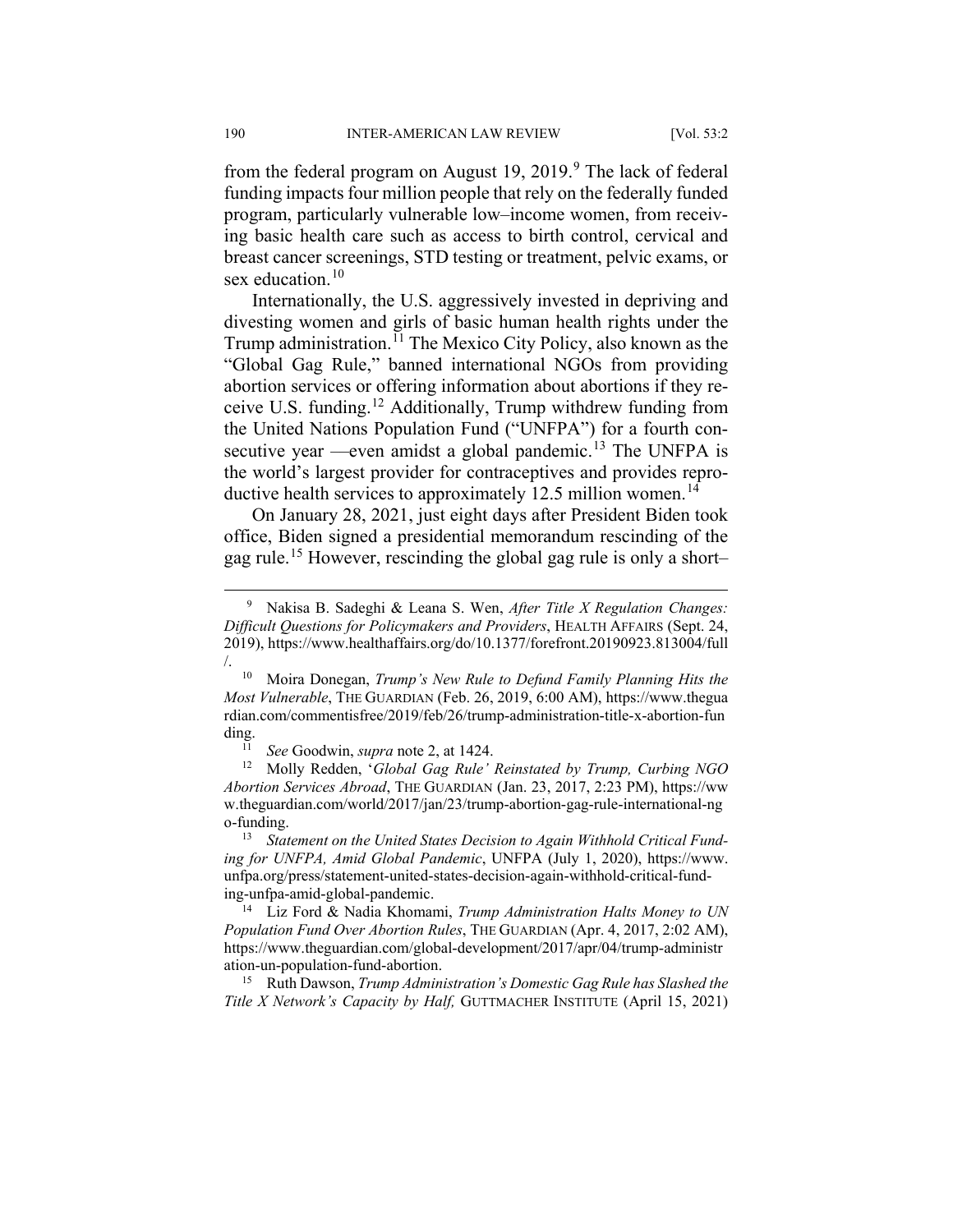from the federal program on August 19, 2019.[9] The lack of federal funding impacts four million people that rely on the federally funded program, particularly vulnerable low–income women, from receiving basic health care such as access to birth control, cervical and breast cancer screenings, STD testing or treatment, pelvic exams, or sex education.[10]

Internationally, the U.S. aggressively invested in depriving and divesting women and girls of basic human health rights under the Trump administration.[11] The Mexico City Policy, also known as the "Global Gag Rule," banned international NGOs from providing abortion services or offering information about abortions if they receive U.S. funding.[12] Additionally, Trump withdrew funding from the United Nations Population Fund ("UNFPA") for a fourth consecutive year —even amidst a global pandemic.[13] The UNFPA is the world's largest provider for contraceptives and provides reproductive health services to approximately 12.5 million women.[14]

On January 28, 2021, just eight days after President Biden took office, Biden signed a presidential memorandum rescinding of the gag rule.[15] However, rescinding the global gag rule is only a short–

---

[9] Nakisa B. Sadeghi & Leana S. Wen, *After Title X Regulation Changes: Difficult Questions for Policymakers and Providers*, HEALTH AFFAIRS (Sept. 24, 2019), https://www.healthaffairs.org/do/10.1377/forefront.20190923.813004/full/.

[10] Moira Donegan, *Trump's New Rule to Defund Family Planning Hits the Most Vulnerable*, THE GUARDIAN (Feb. 26, 2019, 6:00 AM), https://www.theguardian.com/commentisfree/2019/feb/26/trump-administration-title-x-abortion-funding.

[11] *See* Goodwin, *supra* note 2, at 1424.

[12] Molly Redden, '*Global Gag Rule' Reinstated by Trump, Curbing NGO Abortion Services Abroad*, THE GUARDIAN (Jan. 23, 2017, 2:23 PM), https://www.theguardian.com/world/2017/jan/23/trump-abortion-gag-rule-international-ngo-funding.

[13] *Statement on the United States Decision to Again Withhold Critical Funding for UNFPA, Amid Global Pandemic*, UNFPA (July 1, 2020), https://www.unfpa.org/press/statement-united-states-decision-again-withhold-critical-funding-unfpa-amid-global-pandemic.

[14] Liz Ford & Nadia Khomami, *Trump Administration Halts Money to UN Population Fund Over Abortion Rules*, THE GUARDIAN (Apr. 4, 2017, 2:02 AM), https://www.theguardian.com/global-development/2017/apr/04/trump-administration-un-population-fund-abortion.

[15] Ruth Dawson, *Trump Administration's Domestic Gag Rule has Slashed the Title X Network's Capacity by Half,* GUTTMACHER INSTITUTE (April 15, 2021)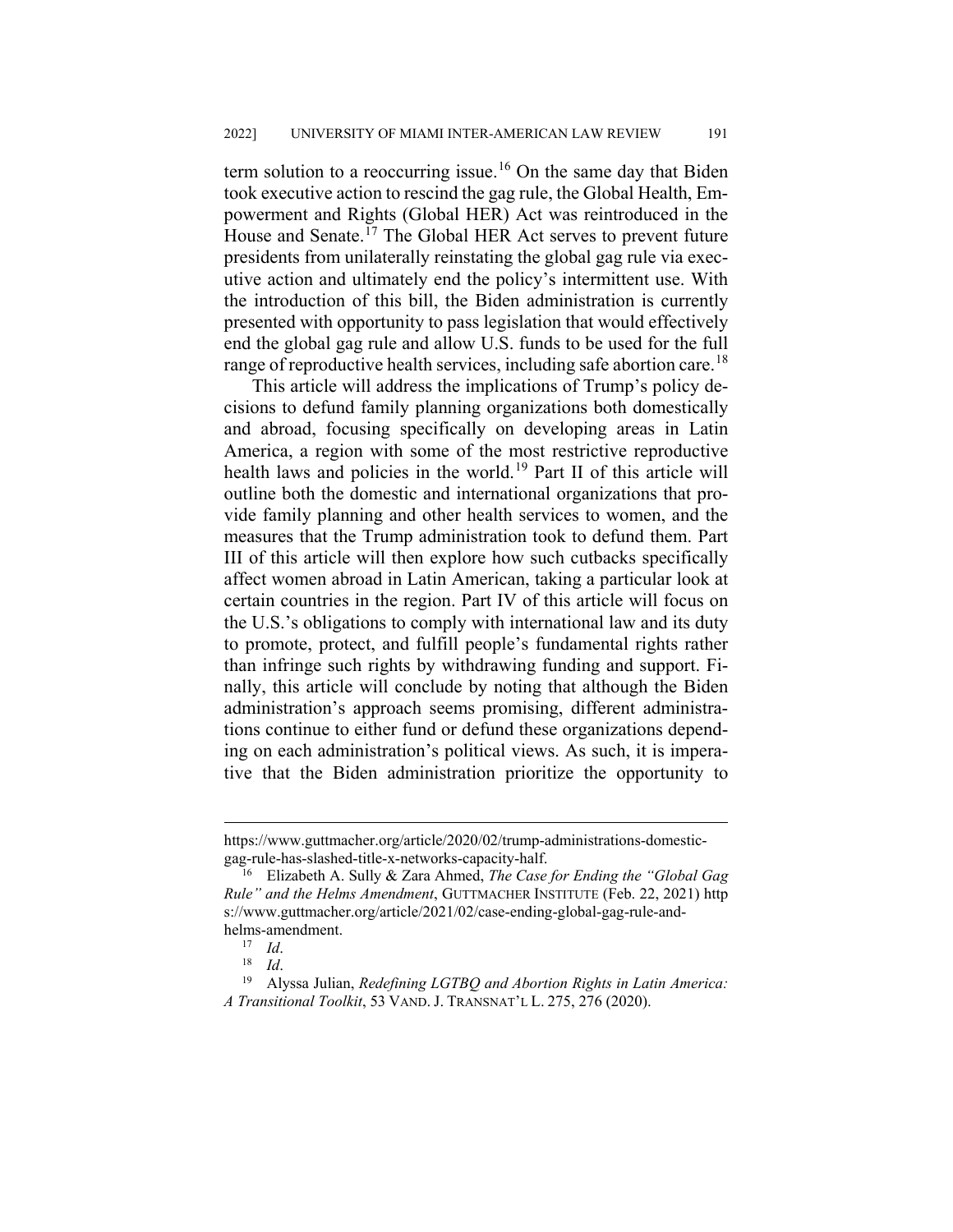term solution to a reoccurring issue.[16] On the same day that Biden took executive action to rescind the gag rule, the Global Health, Empowerment and Rights (Global HER) Act was reintroduced in the House and Senate.[17] The Global HER Act serves to prevent future presidents from unilaterally reinstating the global gag rule via executive action and ultimately end the policy's intermittent use. With the introduction of this bill, the Biden administration is currently presented with opportunity to pass legislation that would effectively end the global gag rule and allow U.S. funds to be used for the full range of reproductive health services, including safe abortion care.[18]

This article will address the implications of Trump's policy decisions to defund family planning organizations both domestically and abroad, focusing specifically on developing areas in Latin America, a region with some of the most restrictive reproductive health laws and policies in the world.[19] Part II of this article will outline both the domestic and international organizations that provide family planning and other health services to women, and the measures that the Trump administration took to defund them. Part III of this article will then explore how such cutbacks specifically affect women abroad in Latin American, taking a particular look at certain countries in the region. Part IV of this article will focus on the U.S.'s obligations to comply with international law and its duty to promote, protect, and fulfill people's fundamental rights rather than infringe such rights by withdrawing funding and support. Finally, this article will conclude by noting that although the Biden administration's approach seems promising, different administrations continue to either fund or defund these organizations depending on each administration's political views. As such, it is imperative that the Biden administration prioritize the opportunity to

---

https://www.guttmacher.org/article/2020/02/trump-administrations-domestic-gag-rule-has-slashed-title-x-networks-capacity-half.

[16] Elizabeth A. Sully & Zara Ahmed, *The Case for Ending the "Global Gag Rule" and the Helms Amendment*, GUTTMACHER INSTITUTE (Feb. 22, 2021) https://www.guttmacher.org/article/2021/02/case-ending-global-gag-rule-and-helms-amendment.

[17] *Id*.

[18] *Id*.

[19] Alyssa Julian, *Redefining LGTBQ and Abortion Rights in Latin America: A Transitional Toolkit*, 53 VAND. J. TRANSNAT'L L. 275, 276 (2020).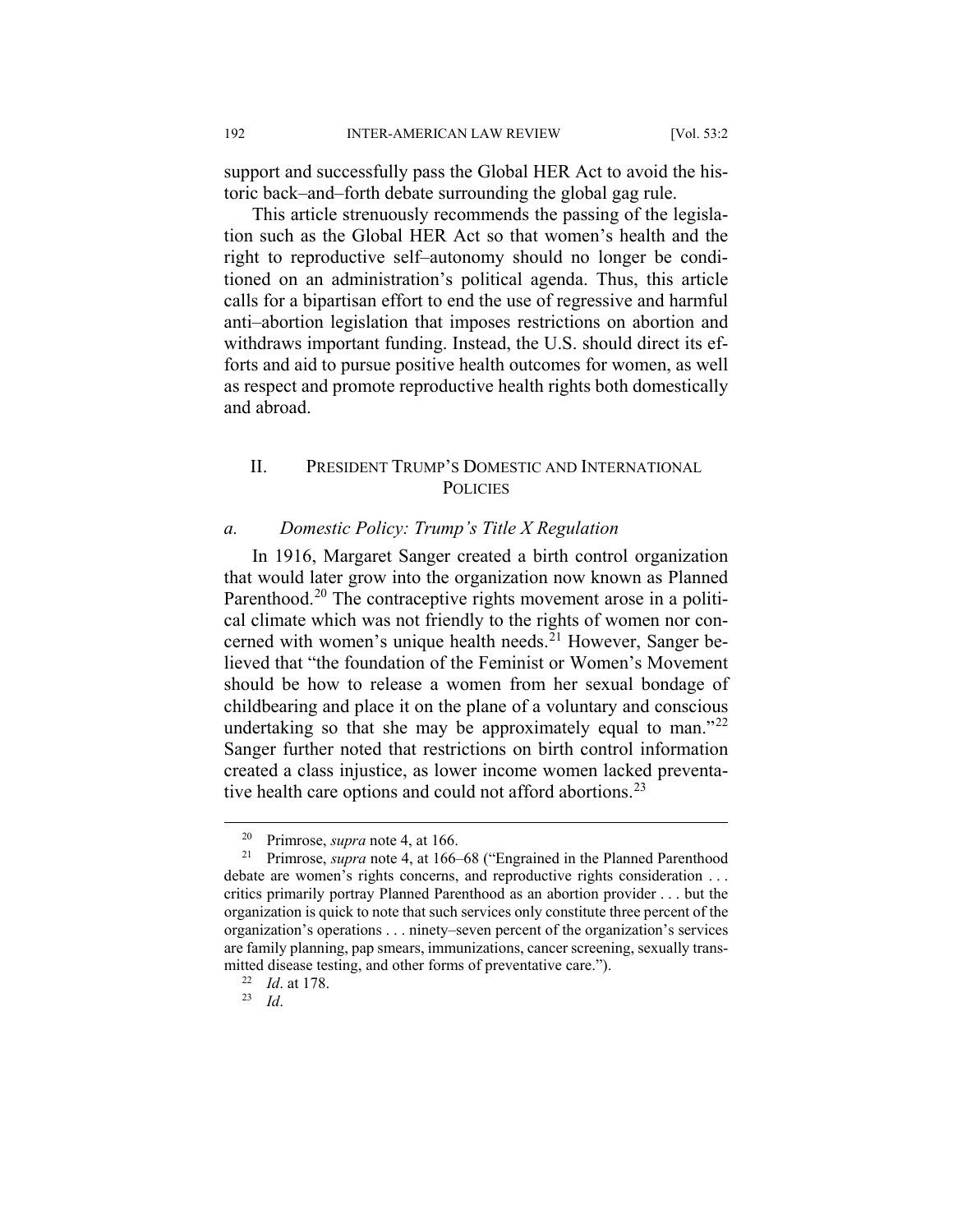support and successfully pass the Global HER Act to avoid the historic back–and–forth debate surrounding the global gag rule.

This article strenuously recommends the passing of the legislation such as the Global HER Act so that women's health and the right to reproductive self–autonomy should no longer be conditioned on an administration's political agenda. Thus, this article calls for a bipartisan effort to end the use of regressive and harmful anti–abortion legislation that imposes restrictions on abortion and withdraws important funding. Instead, the U.S. should direct its efforts and aid to pursue positive health outcomes for women, as well as respect and promote reproductive health rights both domestically and abroad.

## II. President Trump's Domestic and International Policies

### *a. Domestic Policy: Trump's Title X Regulation*

In 1916, Margaret Sanger created a birth control organization that would later grow into the organization now known as Planned Parenthood.[20] The contraceptive rights movement arose in a political climate which was not friendly to the rights of women nor concerned with women's unique health needs.[21] However, Sanger believed that "the foundation of the Feminist or Women's Movement should be how to release a women from her sexual bondage of childbearing and place it on the plane of a voluntary and conscious undertaking so that she may be approximately equal to man."[22] Sanger further noted that restrictions on birth control information created a class injustice, as lower income women lacked preventative health care options and could not afford abortions.[23]

---

[20] Primrose, *supra* note 4, at 166.

[21] Primrose, *supra* note 4, at 166–68 ("Engrained in the Planned Parenthood debate are women's rights concerns, and reproductive rights consideration . . . critics primarily portray Planned Parenthood as an abortion provider . . . but the organization is quick to note that such services only constitute three percent of the organization's operations . . . ninety–seven percent of the organization's services are family planning, pap smears, immunizations, cancer screening, sexually transmitted disease testing, and other forms of preventative care.").

[22] *Id*. at 178.

[23] *Id*.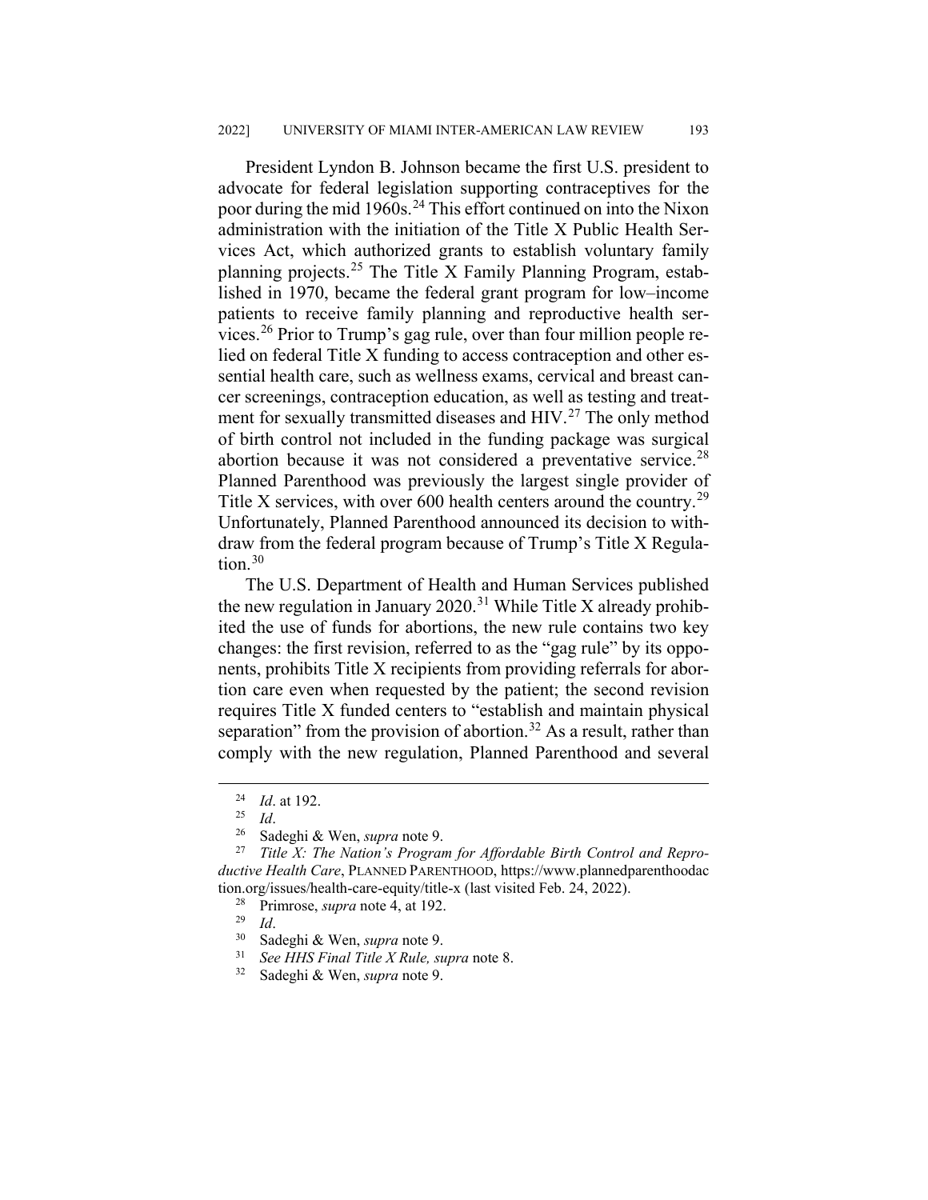President Lyndon B. Johnson became the first U.S. president to advocate for federal legislation supporting contraceptives for the poor during the mid 1960s.[24] This effort continued on into the Nixon administration with the initiation of the Title X Public Health Services Act, which authorized grants to establish voluntary family planning projects.[25] The Title X Family Planning Program, established in 1970, became the federal grant program for low–income patients to receive family planning and reproductive health services.[26] Prior to Trump's gag rule, over than four million people relied on federal Title X funding to access contraception and other essential health care, such as wellness exams, cervical and breast cancer screenings, contraception education, as well as testing and treatment for sexually transmitted diseases and HIV.[27] The only method of birth control not included in the funding package was surgical abortion because it was not considered a preventative service.[28] Planned Parenthood was previously the largest single provider of Title X services, with over 600 health centers around the country.[29] Unfortunately, Planned Parenthood announced its decision to withdraw from the federal program because of Trump's Title X Regulation.[30]

The U.S. Department of Health and Human Services published the new regulation in January 2020.[31] While Title X already prohibited the use of funds for abortions, the new rule contains two key changes: the first revision, referred to as the "gag rule" by its opponents, prohibits Title X recipients from providing referrals for abortion care even when requested by the patient; the second revision requires Title X funded centers to "establish and maintain physical separation" from the provision of abortion.[32] As a result, rather than comply with the new regulation, Planned Parenthood and several

---

[24] *Id*. at 192.

[25] *Id*.

[26] Sadeghi & Wen, *supra* note 9.

[27] *Title X: The Nation's Program for Affordable Birth Control and Reproductive Health Care*, PLANNED PARENTHOOD, https://www.plannedparenthoodaction.org/issues/health-care-equity/title-x (last visited Feb. 24, 2022).

[28] Primrose, *supra* note 4, at 192.

[29] *Id*.

[30] Sadeghi & Wen, *supra* note 9.

[31] *See HHS Final Title X Rule, supra* note 8.

[32] Sadeghi & Wen, *supra* note 9.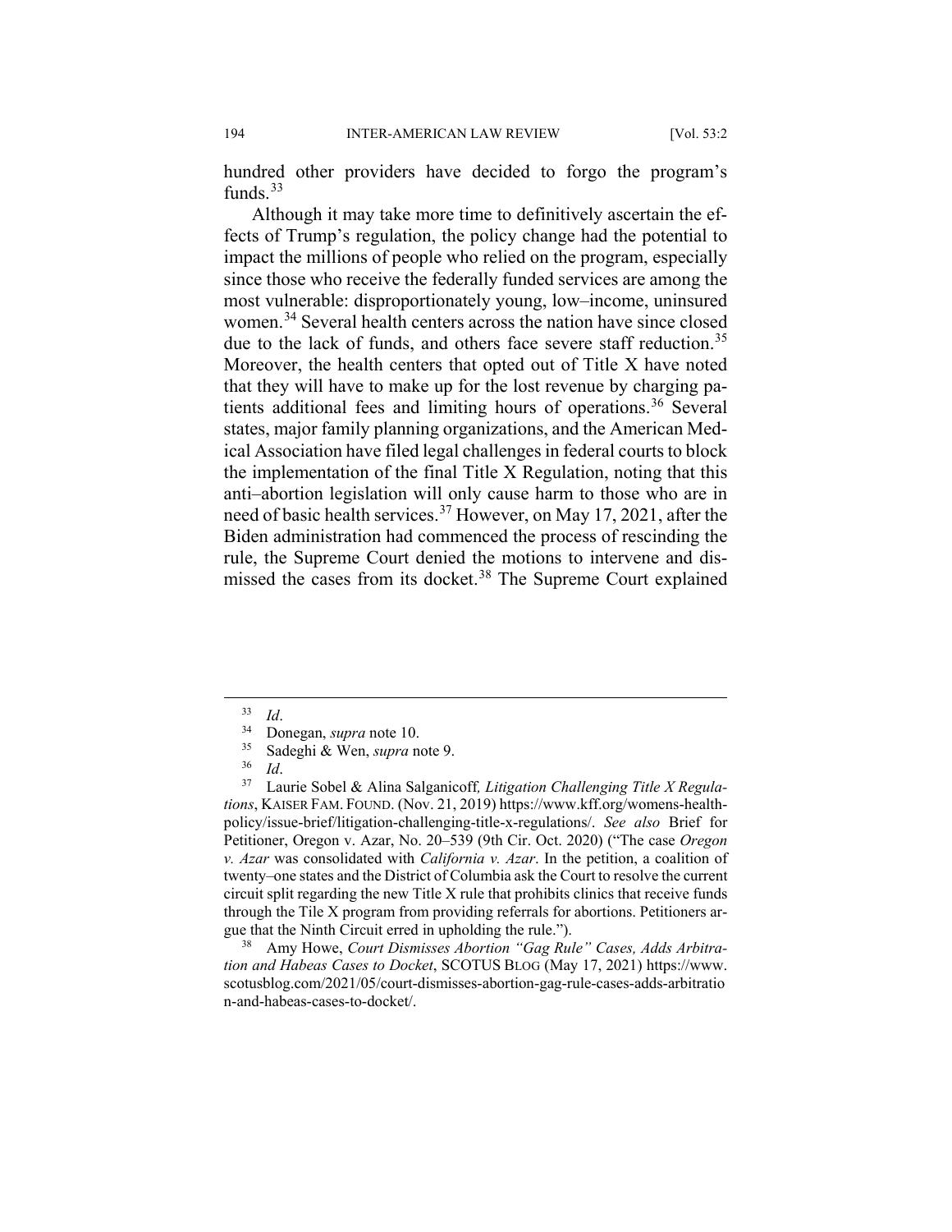hundred other providers have decided to forgo the program's funds.[33]

Although it may take more time to definitively ascertain the effects of Trump's regulation, the policy change had the potential to impact the millions of people who relied on the program, especially since those who receive the federally funded services are among the most vulnerable: disproportionately young, low–income, uninsured women.[34] Several health centers across the nation have since closed due to the lack of funds, and others face severe staff reduction.[35] Moreover, the health centers that opted out of Title X have noted that they will have to make up for the lost revenue by charging patients additional fees and limiting hours of operations.[36] Several states, major family planning organizations, and the American Medical Association have filed legal challenges in federal courts to block the implementation of the final Title X Regulation, noting that this anti–abortion legislation will only cause harm to those who are in need of basic health services.[37] However, on May 17, 2021, after the Biden administration had commenced the process of rescinding the rule, the Supreme Court denied the motions to intervene and dismissed the cases from its docket.[38] The Supreme Court explained

---

[33] *Id*.

[34] Donegan, *supra* note 10.

[35] Sadeghi & Wen, *supra* note 9.

[36] *Id*.

[37] Laurie Sobel & Alina Salganicoff, *Litigation Challenging Title X Regulations*, KAISER FAM. FOUND. (Nov. 21, 2019) https://www.kff.org/womens-health-policy/issue-brief/litigation-challenging-title-x-regulations/. *See also* Brief for Petitioner, Oregon v. Azar, No. 20–539 (9th Cir. Oct. 2020) ("The case *Oregon v. Azar* was consolidated with *California v. Azar*. In the petition, a coalition of twenty–one states and the District of Columbia ask the Court to resolve the current circuit split regarding the new Title X rule that prohibits clinics that receive funds through the Tile X program from providing referrals for abortions. Petitioners argue that the Ninth Circuit erred in upholding the rule.").

[38] Amy Howe, *Court Dismisses Abortion "Gag Rule" Cases, Adds Arbitration and Habeas Cases to Docket*, SCOTUS BLOG (May 17, 2021) https://www.scotusblog.com/2021/05/court-dismisses-abortion-gag-rule-cases-adds-arbitration-and-habeas-cases-to-docket/.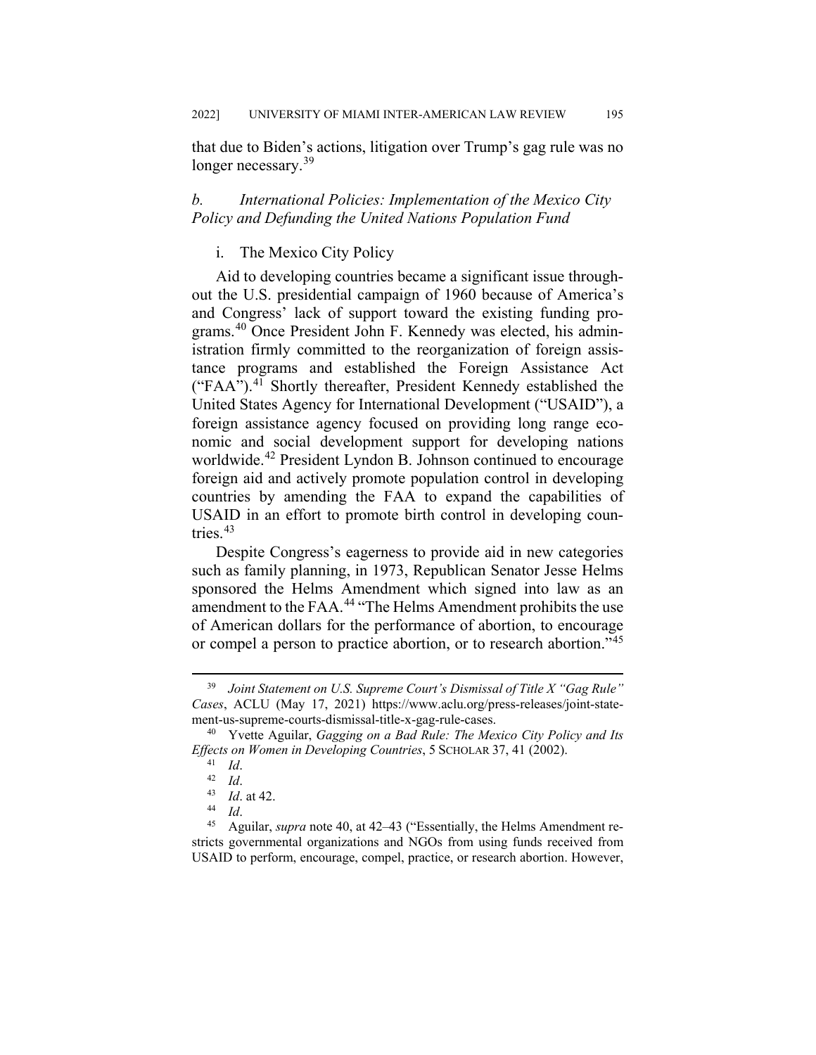that due to Biden's actions, litigation over Trump's gag rule was no longer necessary.[39]

*b. International Policies: Implementation of the Mexico City Policy and Defunding the United Nations Population Fund*

i. The Mexico City Policy

Aid to developing countries became a significant issue throughout the U.S. presidential campaign of 1960 because of America's and Congress' lack of support toward the existing funding programs.[40] Once President John F. Kennedy was elected, his administration firmly committed to the reorganization of foreign assistance programs and established the Foreign Assistance Act ("FAA").[41] Shortly thereafter, President Kennedy established the United States Agency for International Development ("USAID"), a foreign assistance agency focused on providing long range economic and social development support for developing nations worldwide.[42] President Lyndon B. Johnson continued to encourage foreign aid and actively promote population control in developing countries by amending the FAA to expand the capabilities of USAID in an effort to promote birth control in developing countries.[43]

Despite Congress's eagerness to provide aid in new categories such as family planning, in 1973, Republican Senator Jesse Helms sponsored the Helms Amendment which signed into law as an amendment to the FAA.[44] "The Helms Amendment prohibits the use of American dollars for the performance of abortion, to encourage or compel a person to practice abortion, or to research abortion."[45]

---

[39] *Joint Statement on U.S. Supreme Court's Dismissal of Title X "Gag Rule" Cases*, ACLU (May 17, 2021) https://www.aclu.org/press-releases/joint-statement-us-supreme-courts-dismissal-title-x-gag-rule-cases.

[40] Yvette Aguilar, *Gagging on a Bad Rule: The Mexico City Policy and Its Effects on Women in Developing Countries*, 5 SCHOLAR 37, 41 (2002).

[41] *Id*.

[42] *Id*.

[43] *Id*. at 42.

[44] *Id*.

[45] Aguilar, *supra* note 40, at 42–43 ("Essentially, the Helms Amendment restricts governmental organizations and NGOs from using funds received from USAID to perform, encourage, compel, practice, or research abortion. However,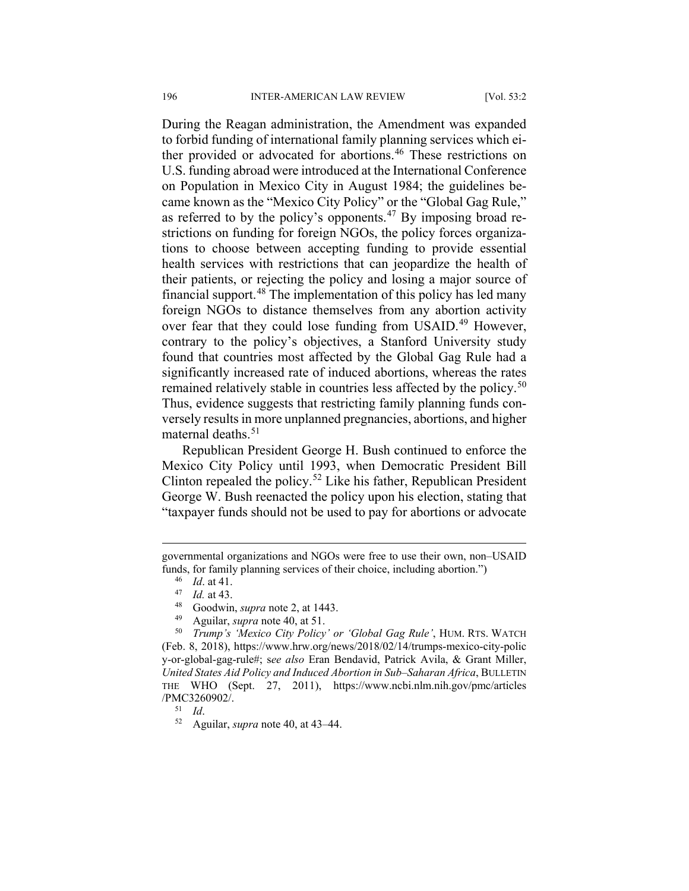During the Reagan administration, the Amendment was expanded to forbid funding of international family planning services which either provided or advocated for abortions.[46] These restrictions on U.S. funding abroad were introduced at the International Conference on Population in Mexico City in August 1984; the guidelines became known as the "Mexico City Policy" or the "Global Gag Rule," as referred to by the policy's opponents.[47] By imposing broad restrictions on funding for foreign NGOs, the policy forces organizations to choose between accepting funding to provide essential health services with restrictions that can jeopardize the health of their patients, or rejecting the policy and losing a major source of financial support.[48] The implementation of this policy has led many foreign NGOs to distance themselves from any abortion activity over fear that they could lose funding from USAID.[49] However, contrary to the policy's objectives, a Stanford University study found that countries most affected by the Global Gag Rule had a significantly increased rate of induced abortions, whereas the rates remained relatively stable in countries less affected by the policy.[50] Thus, evidence suggests that restricting family planning funds conversely results in more unplanned pregnancies, abortions, and higher maternal deaths.[51]

Republican President George H. Bush continued to enforce the Mexico City Policy until 1993, when Democratic President Bill Clinton repealed the policy.[52] Like his father, Republican President George W. Bush reenacted the policy upon his election, stating that "taxpayer funds should not be used to pay for abortions or advocate

---

governmental organizations and NGOs were free to use their own, non–USAID funds, for family planning services of their choice, including abortion.")

[46] *Id*. at 41.

[47] *Id.* at 43.

[48] Goodwin, *supra* note 2, at 1443.

[49] Aguilar, *supra* note 40, at 51.

[50] *Trump's 'Mexico City Policy' or 'Global Gag Rule'*, HUM. RTS. WATCH (Feb. 8, 2018), https://www.hrw.org/news/2018/02/14/trumps-mexico-city-policy-or-global-gag-rule#; s*ee also* Eran Bendavid, Patrick Avila, & Grant Miller, *United States Aid Policy and Induced Abortion in Sub–Saharan Africa*, BULLETIN THE WHO (Sept. 27, 2011), https://www.ncbi.nlm.nih.gov/pmc/articles/PMC3260902/.

[51] *Id*.

[52] Aguilar, *supra* note 40, at 43–44.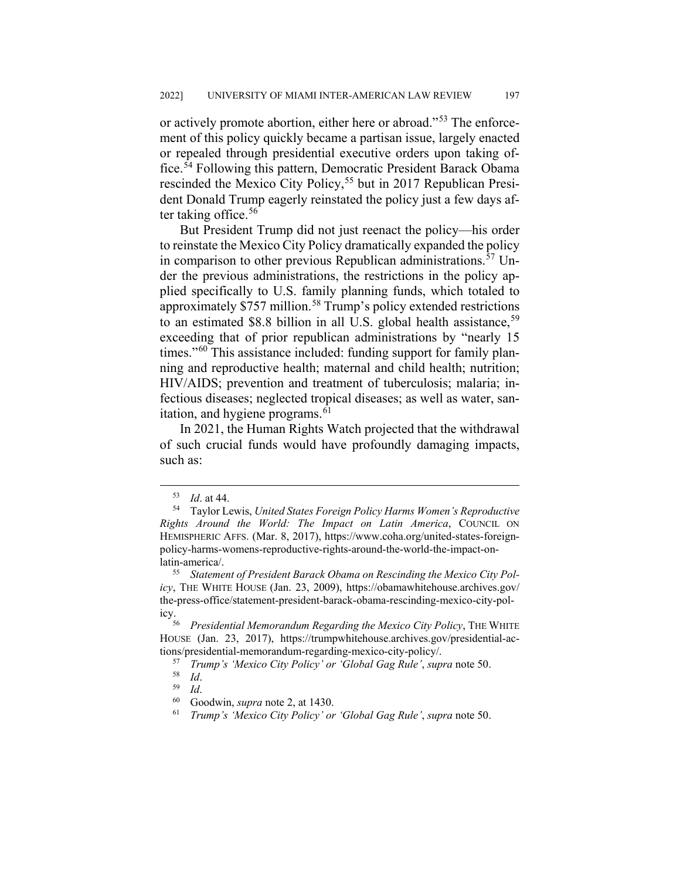or actively promote abortion, either here or abroad."[53] The enforcement of this policy quickly became a partisan issue, largely enacted or repealed through presidential executive orders upon taking office.[54] Following this pattern, Democratic President Barack Obama rescinded the Mexico City Policy,[55] but in 2017 Republican President Donald Trump eagerly reinstated the policy just a few days after taking office.[56]

But President Trump did not just reenact the policy—his order to reinstate the Mexico City Policy dramatically expanded the policy in comparison to other previous Republican administrations.[57] Under the previous administrations, the restrictions in the policy applied specifically to U.S. family planning funds, which totaled to approximately $757 million.[58] Trump's policy extended restrictions to an estimated $8.8 billion in all U.S. global health assistance,[59] exceeding that of prior republican administrations by "nearly 15 times."[60] This assistance included: funding support for family planning and reproductive health; maternal and child health; nutrition; HIV/AIDS; prevention and treatment of tuberculosis; malaria; infectious diseases; neglected tropical diseases; as well as water, sanitation, and hygiene programs.[61]

In 2021, the Human Rights Watch projected that the withdrawal of such crucial funds would have profoundly damaging impacts, such as:

---

[53] *Id*. at 44.

[54] Taylor Lewis, *United States Foreign Policy Harms Women's Reproductive Rights Around the World: The Impact on Latin America*, COUNCIL ON HEMISPHERIC AFFS. (Mar. 8, 2017), https://www.coha.org/united-states-foreign-policy-harms-womens-reproductive-rights-around-the-world-the-impact-on-latin-america/.

[55] *Statement of President Barack Obama on Rescinding the Mexico City Policy*, THE WHITE HOUSE (Jan. 23, 2009), https://obamawhitehouse.archives.gov/the-press-office/statement-president-barack-obama-rescinding-mexico-city-policy.

[56] *Presidential Memorandum Regarding the Mexico City Policy*, THE WHITE HOUSE (Jan. 23, 2017), https://trumpwhitehouse.archives.gov/presidential-actions/presidential-memorandum-regarding-mexico-city-policy/.

[57] *Trump's 'Mexico City Policy' or 'Global Gag Rule'*, *supra* note 50.

[58] *Id*.

[59] *Id*.

[60] Goodwin, *supra* note 2, at 1430.

[61] *Trump's 'Mexico City Policy' or 'Global Gag Rule'*, *supra* note 50.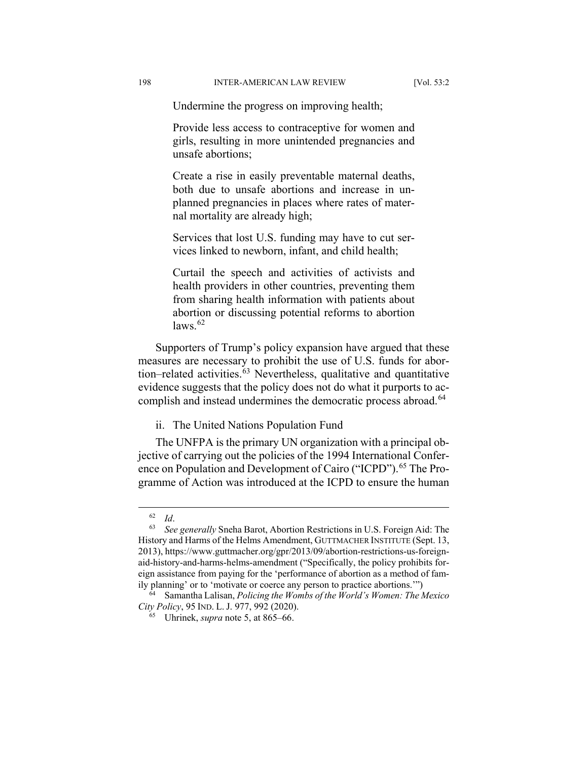> Undermine the progress on improving health;
>
> Provide less access to contraceptive for women and girls, resulting in more unintended pregnancies and unsafe abortions;
>
> Create a rise in easily preventable maternal deaths, both due to unsafe abortions and increase in unplanned pregnancies in places where rates of maternal mortality are already high;
>
> Services that lost U.S. funding may have to cut services linked to newborn, infant, and child health;
>
> Curtail the speech and activities of activists and health providers in other countries, preventing them from sharing health information with patients about abortion or discussing potential reforms to abortion laws.[62]

Supporters of Trump's policy expansion have argued that these measures are necessary to prohibit the use of U.S. funds for abortion–related activities.[63] Nevertheless, qualitative and quantitative evidence suggests that the policy does not do what it purports to accomplish and instead undermines the democratic process abroad.[64]

ii. The United Nations Population Fund

The UNFPA is the primary UN organization with a principal objective of carrying out the policies of the 1994 International Conference on Population and Development of Cairo ("ICPD").[65] The Programme of Action was introduced at the ICPD to ensure the human

---

[62] *Id*.

[63] *See generally* Sneha Barot, Abortion Restrictions in U.S. Foreign Aid: The History and Harms of the Helms Amendment, GUTTMACHER INSTITUTE (Sept. 13, 2013), https://www.guttmacher.org/gpr/2013/09/abortion-restrictions-us-foreign-aid-history-and-harms-helms-amendment ("Specifically, the policy prohibits foreign assistance from paying for the 'performance of abortion as a method of family planning' or to 'motivate or coerce any person to practice abortions.'")

[64] Samantha Lalisan, *Policing the Wombs of the World's Women: The Mexico City Policy*, 95 IND. L. J. 977, 992 (2020).

[65] Uhrinek, *supra* note 5, at 865–66.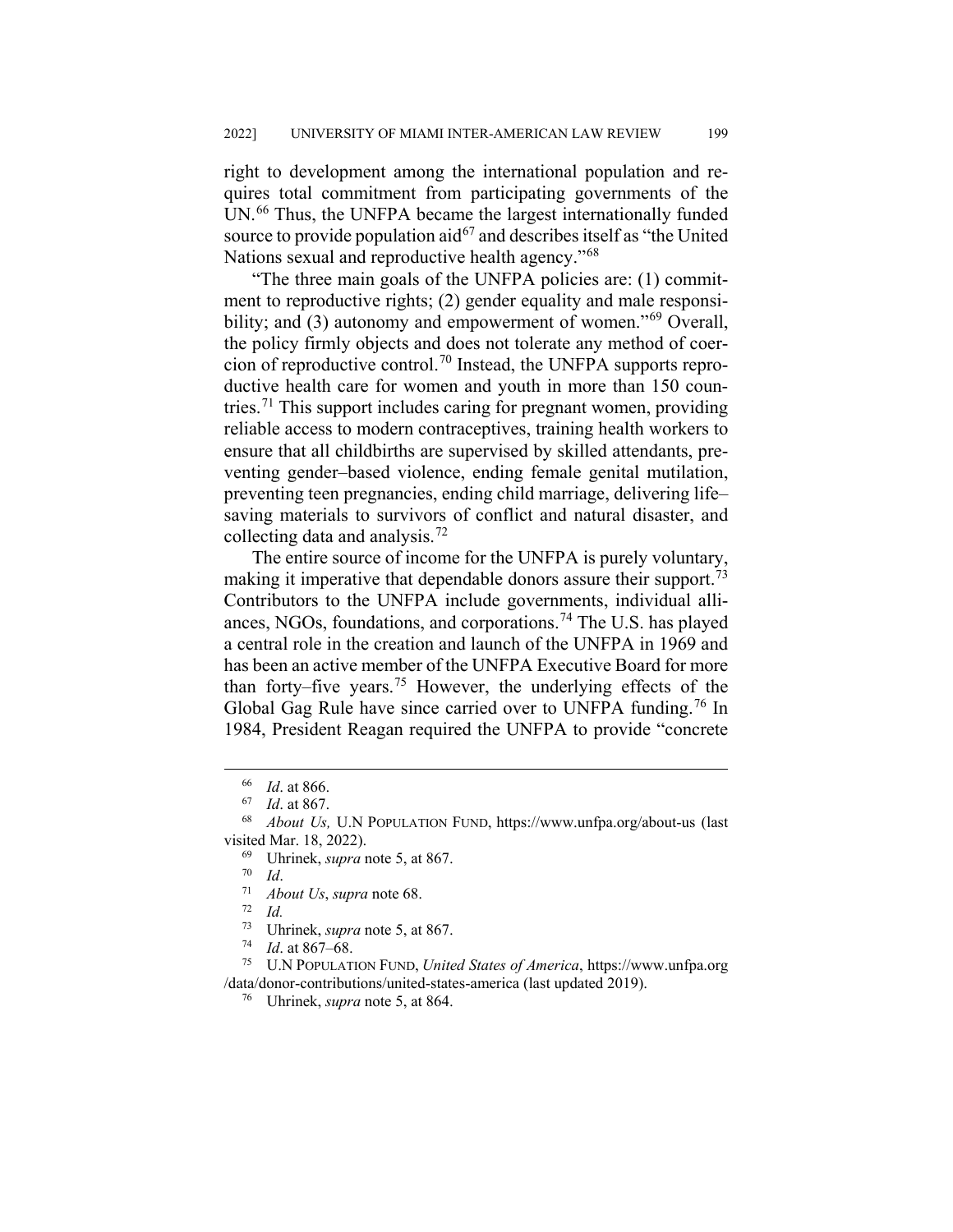right to development among the international population and requires total commitment from participating governments of the UN.[66] Thus, the UNFPA became the largest internationally funded source to provide population aid[67] and describes itself as "the United Nations sexual and reproductive health agency."[68]

"The three main goals of the UNFPA policies are: (1) commitment to reproductive rights; (2) gender equality and male responsibility; and (3) autonomy and empowerment of women."[69] Overall, the policy firmly objects and does not tolerate any method of coercion of reproductive control.[70] Instead, the UNFPA supports reproductive health care for women and youth in more than 150 countries.[71] This support includes caring for pregnant women, providing reliable access to modern contraceptives, training health workers to ensure that all childbirths are supervised by skilled attendants, preventing gender–based violence, ending female genital mutilation, preventing teen pregnancies, ending child marriage, delivering life–saving materials to survivors of conflict and natural disaster, and collecting data and analysis.[72]

The entire source of income for the UNFPA is purely voluntary, making it imperative that dependable donors assure their support.[73] Contributors to the UNFPA include governments, individual alliances, NGOs, foundations, and corporations.[74] The U.S. has played a central role in the creation and launch of the UNFPA in 1969 and has been an active member of the UNFPA Executive Board for more than forty–five years.[75] However, the underlying effects of the Global Gag Rule have since carried over to UNFPA funding.[76] In 1984, President Reagan required the UNFPA to provide "concrete

---

[66] *Id*. at 866.

[67] *Id*. at 867.

[68] *About Us,* U.N POPULATION FUND, https://www.unfpa.org/about-us (last visited Mar. 18, 2022).

[69] Uhrinek, *supra* note 5, at 867.

[70] *Id*.

[71] *About Us*, *supra* note 68.

[72] *Id.*

[73] Uhrinek, *supra* note 5, at 867.

[74] *Id*. at 867–68.

[75] U.N POPULATION FUND, *United States of America*, https://www.unfpa.org/data/donor-contributions/united-states-america (last updated 2019).

[76] Uhrinek, *supra* note 5, at 864.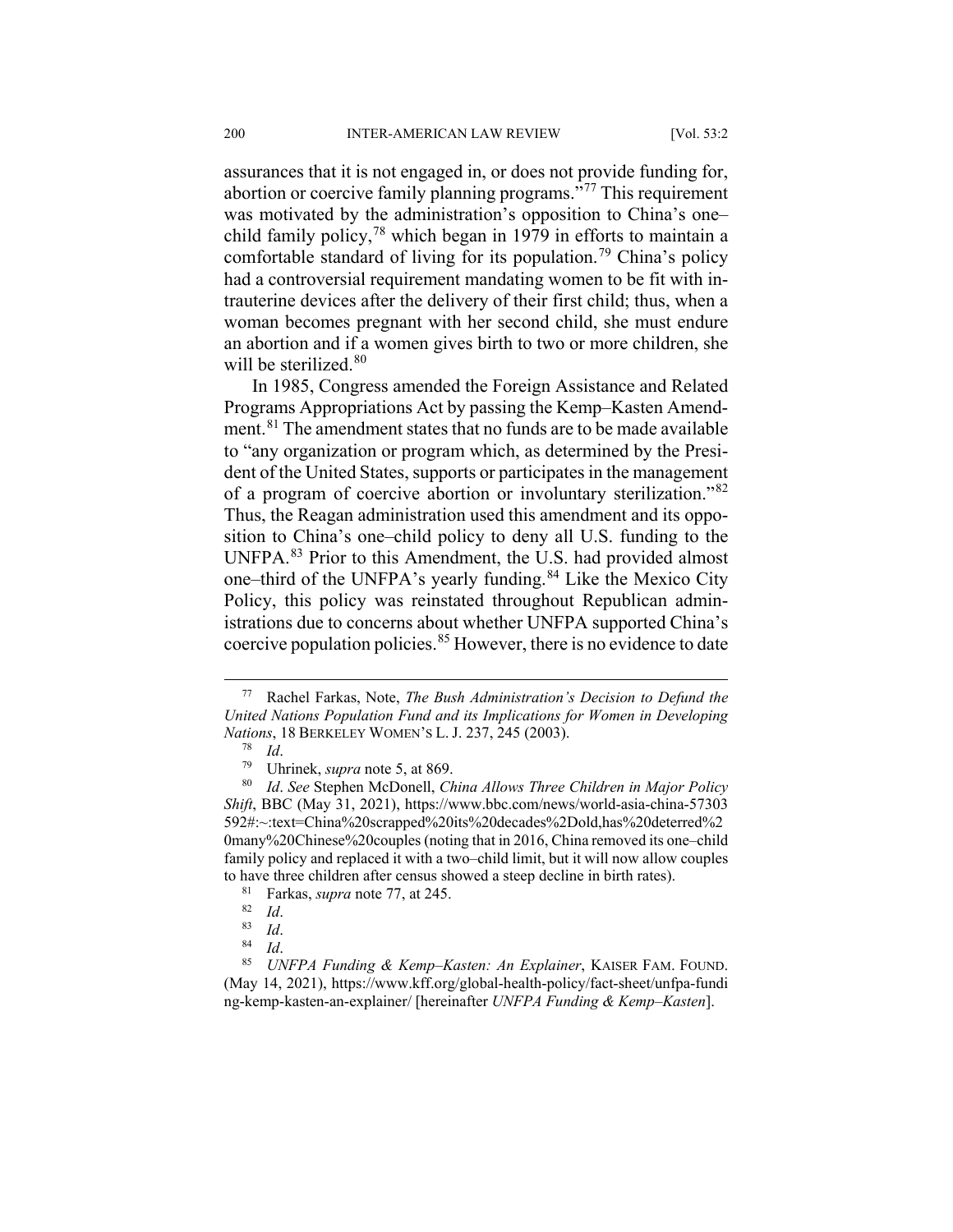assurances that it is not engaged in, or does not provide funding for, abortion or coercive family planning programs."[77] This requirement was motivated by the administration's opposition to China's one–child family policy,[78] which began in 1979 in efforts to maintain a comfortable standard of living for its population.[79] China's policy had a controversial requirement mandating women to be fit with intrauterine devices after the delivery of their first child; thus, when a woman becomes pregnant with her second child, she must endure an abortion and if a women gives birth to two or more children, she will be sterilized.[80]

In 1985, Congress amended the Foreign Assistance and Related Programs Appropriations Act by passing the Kemp–Kasten Amendment.[81] The amendment states that no funds are to be made available to "any organization or program which, as determined by the President of the United States, supports or participates in the management of a program of coercive abortion or involuntary sterilization."[82] Thus, the Reagan administration used this amendment and its opposition to China's one–child policy to deny all U.S. funding to the UNFPA.[83] Prior to this Amendment, the U.S. had provided almost one–third of the UNFPA's yearly funding.[84] Like the Mexico City Policy, this policy was reinstated throughout Republican administrations due to concerns about whether UNFPA supported China's coercive population policies.[85] However, there is no evidence to date

---

[77] Rachel Farkas, Note, *The Bush Administration's Decision to Defund the United Nations Population Fund and its Implications for Women in Developing Nations*, 18 BERKELEY WOMEN'S L. J. 237, 245 (2003).

[78] *Id*.

[79] Uhrinek, *supra* note 5, at 869.

[80] *Id*. *See* Stephen McDonell, *China Allows Three Children in Major Policy Shift*, BBC (May 31, 2021), https://www.bbc.com/news/world-asia-china-57303592#:~:text=China%20scrapped%20its%20decades%2Dold,has%20deterred%20many%20Chinese%20couples (noting that in 2016, China removed its one–child family policy and replaced it with a two–child limit, but it will now allow couples to have three children after census showed a steep decline in birth rates).

[81] Farkas, *supra* note 77, at 245.

[82] *Id*.

[83] *Id*.

[84] *Id*.

[85] *UNFPA Funding & Kemp–Kasten: An Explainer*, KAISER FAM. FOUND. (May 14, 2021), https://www.kff.org/global-health-policy/fact-sheet/unfpa-funding-kemp-kasten-an-explainer/ [hereinafter *UNFPA Funding & Kemp–Kasten*].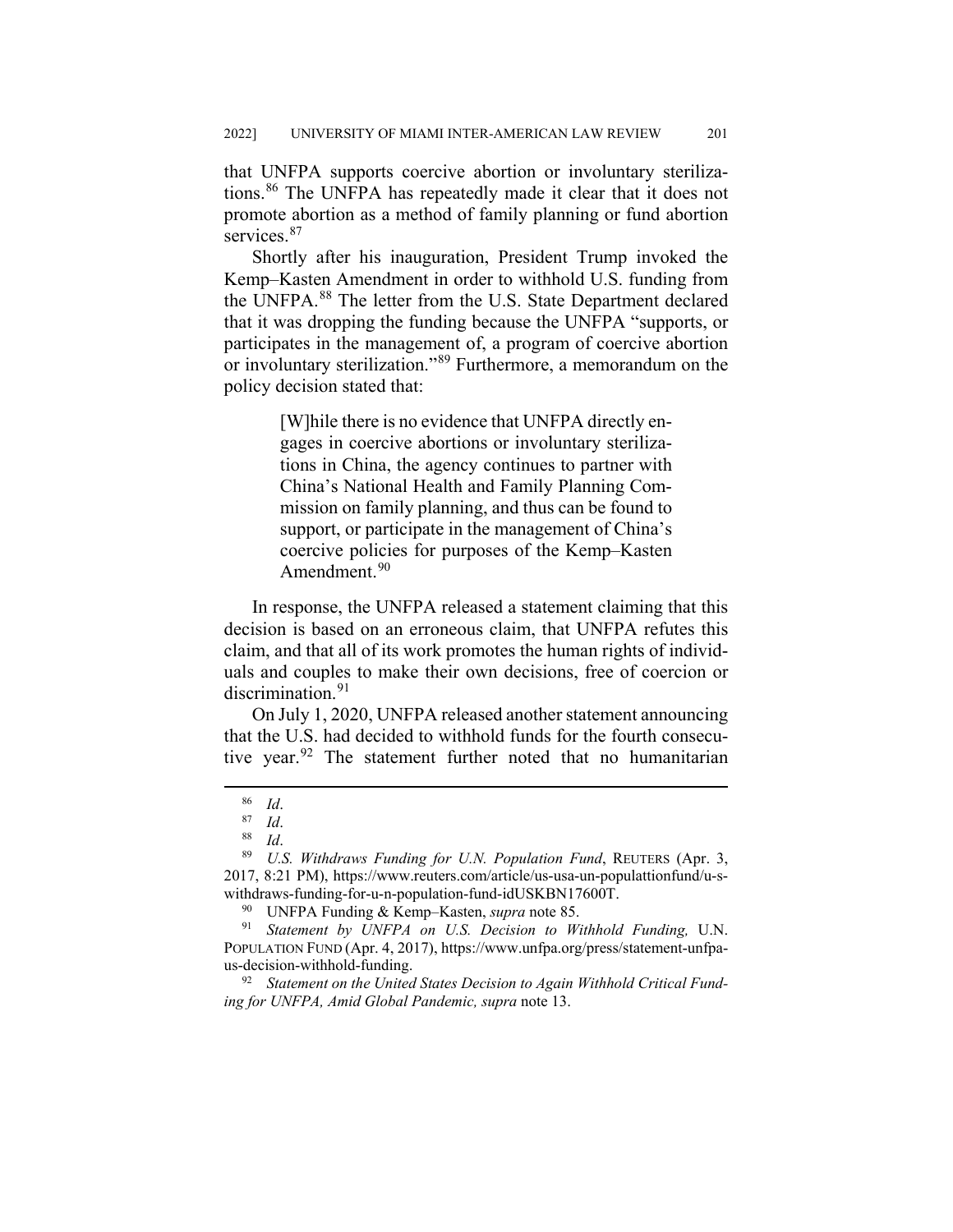that UNFPA supports coercive abortion or involuntary sterilizations.[86] The UNFPA has repeatedly made it clear that it does not promote abortion as a method of family planning or fund abortion services.[87]

Shortly after his inauguration, President Trump invoked the Kemp–Kasten Amendment in order to withhold U.S. funding from the UNFPA.[88] The letter from the U.S. State Department declared that it was dropping the funding because the UNFPA "supports, or participates in the management of, a program of coercive abortion or involuntary sterilization."[89] Furthermore, a memorandum on the policy decision stated that:

> [W]hile there is no evidence that UNFPA directly engages in coercive abortions or involuntary sterilizations in China, the agency continues to partner with China's National Health and Family Planning Commission on family planning, and thus can be found to support, or participate in the management of China's coercive policies for purposes of the Kemp–Kasten Amendment.[90]

In response, the UNFPA released a statement claiming that this decision is based on an erroneous claim, that UNFPA refutes this claim, and that all of its work promotes the human rights of individuals and couples to make their own decisions, free of coercion or discrimination.[91]

On July 1, 2020, UNFPA released another statement announcing that the U.S. had decided to withhold funds for the fourth consecutive year.[92] The statement further noted that no humanitarian

---

[86] *Id*.

[87] *Id*.

[88] *Id*.

[89] *U.S. Withdraws Funding for U.N. Population Fund*, REUTERS (Apr. 3, 2017, 8:21 PM), https://www.reuters.com/article/us-usa-un-populattionfund/u-s-withdraws-funding-for-u-n-population-fund-idUSKBN17600T.

[90] UNFPA Funding & Kemp–Kasten, *supra* note 85.

[91] *Statement by UNFPA on U.S. Decision to Withhold Funding,* U.N. POPULATION FUND (Apr. 4, 2017), https://www.unfpa.org/press/statement-unfpa-us-decision-withhold-funding.

[92] *Statement on the United States Decision to Again Withhold Critical Funding for UNFPA, Amid Global Pandemic, supra* note 13.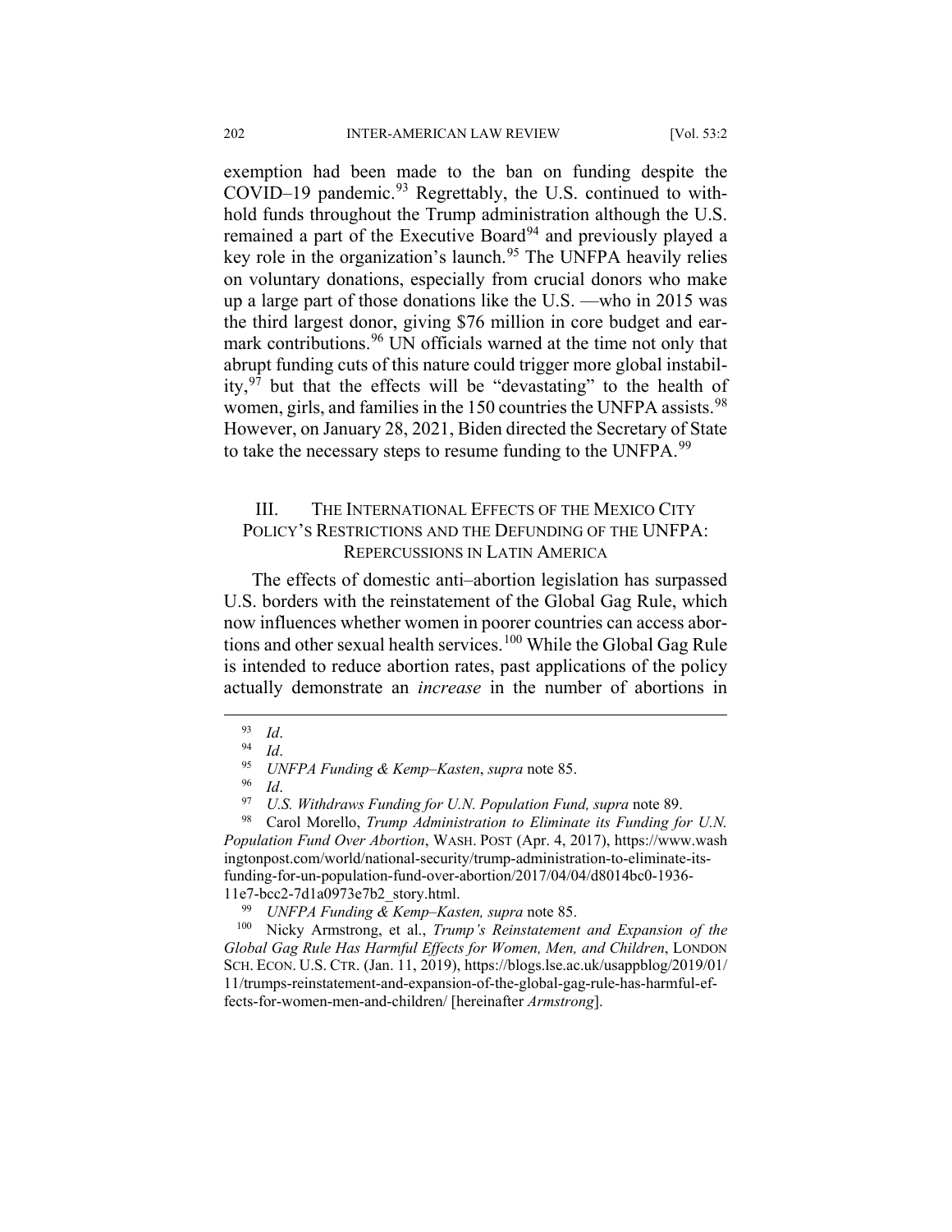exemption had been made to the ban on funding despite the COVID–19 pandemic.[93] Regrettably, the U.S. continued to withhold funds throughout the Trump administration although the U.S. remained a part of the Executive Board[94] and previously played a key role in the organization's launch.[95] The UNFPA heavily relies on voluntary donations, especially from crucial donors who make up a large part of those donations like the U.S. —who in 2015 was the third largest donor, giving $76 million in core budget and earmark contributions.[96] UN officials warned at the time not only that abrupt funding cuts of this nature could trigger more global instability,[97] but that the effects will be "devastating" to the health of women, girls, and families in the 150 countries the UNFPA assists.[98] However, on January 28, 2021, Biden directed the Secretary of State to take the necessary steps to resume funding to the UNFPA.[99]

## III. THE INTERNATIONAL EFFECTS OF THE MEXICO CITY POLICY'S RESTRICTIONS AND THE DEFUNDING OF THE UNFPA: REPERCUSSIONS IN LATIN AMERICA

The effects of domestic anti–abortion legislation has surpassed U.S. borders with the reinstatement of the Global Gag Rule, which now influences whether women in poorer countries can access abortions and other sexual health services.[100] While the Global Gag Rule is intended to reduce abortion rates, past applications of the policy actually demonstrate an *increase* in the number of abortions in

---

[93] *Id*.

[94] *Id*.

[95] *UNFPA Funding & Kemp–Kasten*, *supra* note 85.

[96] *Id*.

[97] *U.S. Withdraws Funding for U.N. Population Fund, supra* note 89.

[98] Carol Morello, *Trump Administration to Eliminate its Funding for U.N. Population Fund Over Abortion*, WASH. POST (Apr. 4, 2017), https://www.washingtonpost.com/world/national-security/trump-administration-to-eliminate-its-funding-for-un-population-fund-over-abortion/2017/04/04/d8014bc0-1936-11e7-bcc2-7d1a0973e7b2_story.html.

[99] *UNFPA Funding & Kemp–Kasten, supra* note 85.

[100] Nicky Armstrong, et al., *Trump's Reinstatement and Expansion of the Global Gag Rule Has Harmful Effects for Women, Men, and Children*, LONDON SCH. ECON. U.S. CTR. (Jan. 11, 2019), https://blogs.lse.ac.uk/usappblog/2019/01/11/trumps-reinstatement-and-expansion-of-the-global-gag-rule-has-harmful-effects-for-women-men-and-children/ [hereinafter *Armstrong*].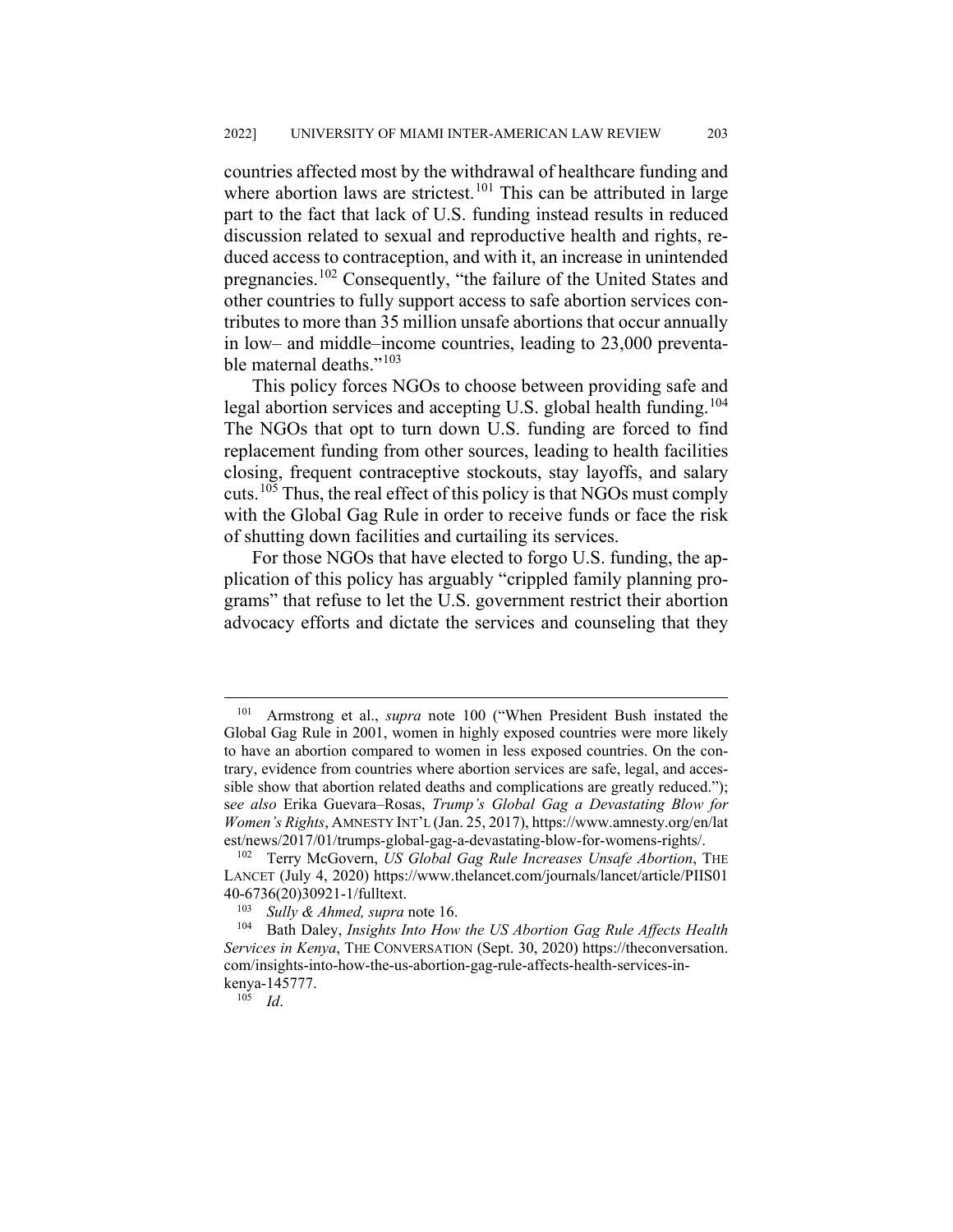countries affected most by the withdrawal of healthcare funding and where abortion laws are strictest.[101] This can be attributed in large part to the fact that lack of U.S. funding instead results in reduced discussion related to sexual and reproductive health and rights, reduced access to contraception, and with it, an increase in unintended pregnancies.[102] Consequently, "the failure of the United States and other countries to fully support access to safe abortion services contributes to more than 35 million unsafe abortions that occur annually in low– and middle–income countries, leading to 23,000 preventable maternal deaths."[103]

This policy forces NGOs to choose between providing safe and legal abortion services and accepting U.S. global health funding.[104] The NGOs that opt to turn down U.S. funding are forced to find replacement funding from other sources, leading to health facilities closing, frequent contraceptive stockouts, stay layoffs, and salary cuts.[105] Thus, the real effect of this policy is that NGOs must comply with the Global Gag Rule in order to receive funds or face the risk of shutting down facilities and curtailing its services.

For those NGOs that have elected to forgo U.S. funding, the application of this policy has arguably "crippled family planning programs" that refuse to let the U.S. government restrict their abortion advocacy efforts and dictate the services and counseling that they

---

[101] Armstrong et al., *supra* note 100 ("When President Bush instated the Global Gag Rule in 2001, women in highly exposed countries were more likely to have an abortion compared to women in less exposed countries. On the contrary, evidence from countries where abortion services are safe, legal, and accessible show that abortion related deaths and complications are greatly reduced."); *see also* Erika Guevara–Rosas, *Trump's Global Gag a Devastating Blow for Women's Rights*, AMNESTY INT'L (Jan. 25, 2017), https://www.amnesty.org/en/latest/news/2017/01/trumps-global-gag-a-devastating-blow-for-womens-rights/.

[102] Terry McGovern, *US Global Gag Rule Increases Unsafe Abortion*, THE LANCET (July 4, 2020) https://www.thelancet.com/journals/lancet/article/PIIS0140-6736(20)30921-1/fulltext.

[103] *Sully & Ahmed, supra* note 16.

[104] Bath Daley, *Insights Into How the US Abortion Gag Rule Affects Health Services in Kenya*, THE CONVERSATION (Sept. 30, 2020) https://theconversation.com/insights-into-how-the-us-abortion-gag-rule-affects-health-services-in-kenya-145777.

[105] *Id*.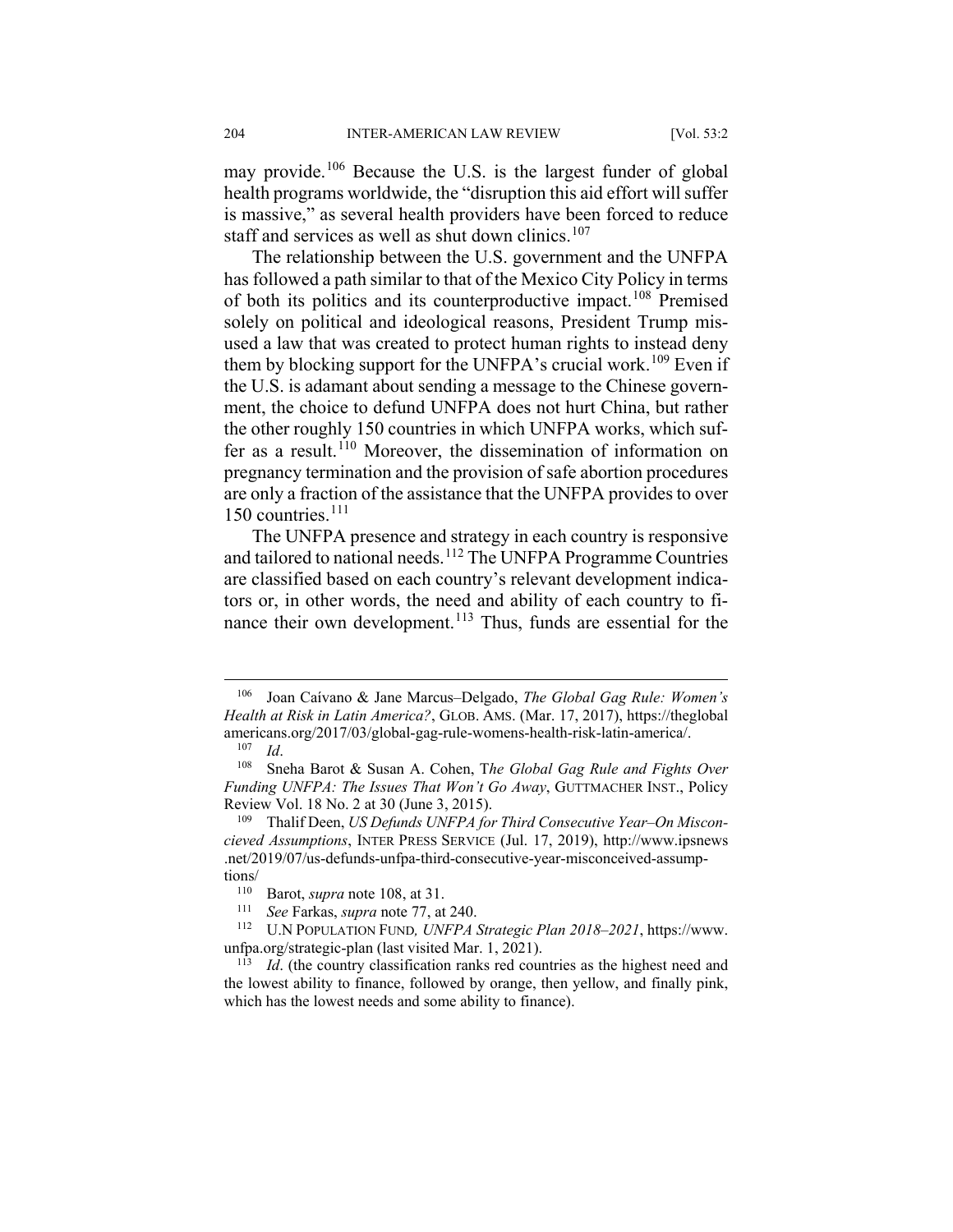may provide.[106] Because the U.S. is the largest funder of global health programs worldwide, the "disruption this aid effort will suffer is massive," as several health providers have been forced to reduce staff and services as well as shut down clinics.[107]

The relationship between the U.S. government and the UNFPA has followed a path similar to that of the Mexico City Policy in terms of both its politics and its counterproductive impact.[108] Premised solely on political and ideological reasons, President Trump misused a law that was created to protect human rights to instead deny them by blocking support for the UNFPA's crucial work.[109] Even if the U.S. is adamant about sending a message to the Chinese government, the choice to defund UNFPA does not hurt China, but rather the other roughly 150 countries in which UNFPA works, which suffer as a result.[110] Moreover, the dissemination of information on pregnancy termination and the provision of safe abortion procedures are only a fraction of the assistance that the UNFPA provides to over 150 countries.[111]

The UNFPA presence and strategy in each country is responsive and tailored to national needs.[112] The UNFPA Programme Countries are classified based on each country's relevant development indicators or, in other words, the need and ability of each country to finance their own development.[113] Thus, funds are essential for the

---

[106] Joan Caívano & Jane Marcus–Delgado, *The Global Gag Rule: Women's Health at Risk in Latin America?*, GLOB. AMS. (Mar. 17, 2017), https://theglobalamericans.org/2017/03/global-gag-rule-womens-health-risk-latin-america/.

[107] *Id*.

[108] Sneha Barot & Susan A. Cohen, T*he Global Gag Rule and Fights Over Funding UNFPA: The Issues That Won't Go Away*, GUTTMACHER INST., Policy Review Vol. 18 No. 2 at 30 (June 3, 2015).

[109] Thalif Deen, *US Defunds UNFPA for Third Consecutive Year–On Misconcieved Assumptions*, INTER PRESS SERVICE (Jul. 17, 2019), http://www.ipsnews.net/2019/07/us-defunds-unfpa-third-consecutive-year-misconceived-assumptions/

[110] Barot, *supra* note 108, at 31.

[111] *See* Farkas, *supra* note 77, at 240.

[112] U.N POPULATION FUND*, UNFPA Strategic Plan 2018–2021*, https://www.unfpa.org/strategic-plan (last visited Mar. 1, 2021).

[113] *Id*. (the country classification ranks red countries as the highest need and the lowest ability to finance, followed by orange, then yellow, and finally pink, which has the lowest needs and some ability to finance).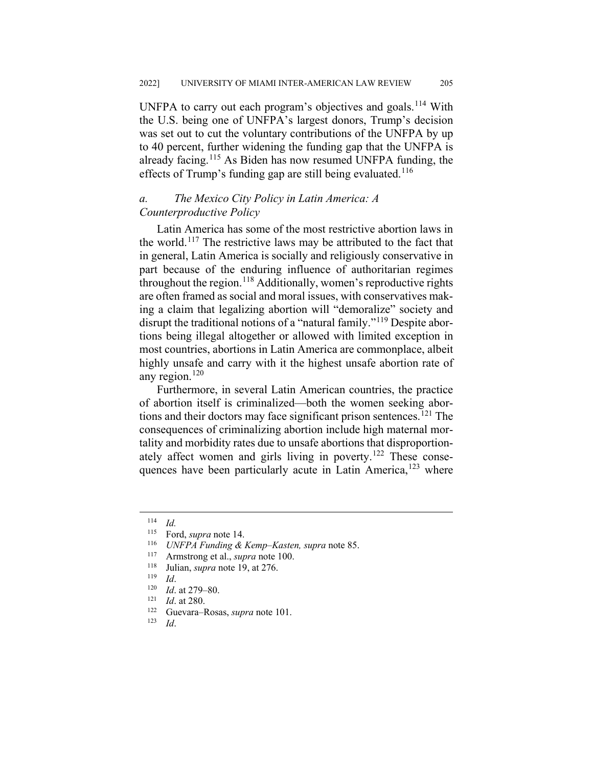UNFPA to carry out each program's objectives and goals.[114] With the U.S. being one of UNFPA's largest donors, Trump's decision was set out to cut the voluntary contributions of the UNFPA by up to 40 percent, further widening the funding gap that the UNFPA is already facing.[115] As Biden has now resumed UNFPA funding, the effects of Trump's funding gap are still being evaluated.[116]

### *a. The Mexico City Policy in Latin America: A Counterproductive Policy*

Latin America has some of the most restrictive abortion laws in the world.[117] The restrictive laws may be attributed to the fact that in general, Latin America is socially and religiously conservative in part because of the enduring influence of authoritarian regimes throughout the region.[118] Additionally, women's reproductive rights are often framed as social and moral issues, with conservatives making a claim that legalizing abortion will "demoralize" society and disrupt the traditional notions of a "natural family."[119] Despite abortions being illegal altogether or allowed with limited exception in most countries, abortions in Latin America are commonplace, albeit highly unsafe and carry with it the highest unsafe abortion rate of any region.[120]

Furthermore, in several Latin American countries, the practice of abortion itself is criminalized—both the women seeking abortions and their doctors may face significant prison sentences.[121] The consequences of criminalizing abortion include high maternal mortality and morbidity rates due to unsafe abortions that disproportionately affect women and girls living in poverty.[122] These consequences have been particularly acute in Latin America,[123] where

---

[114] *Id.*

[115] Ford, *supra* note 14.

[116] *UNFPA Funding & Kemp–Kasten, supra* note 85.

[117] Armstrong et al., *supra* note 100.

[118] Julian, *supra* note 19, at 276.

[119] *Id*.

[120] *Id*. at 279–80.

[121] *Id*. at 280.

[122] Guevara–Rosas, *supra* note 101.

[123] *Id*.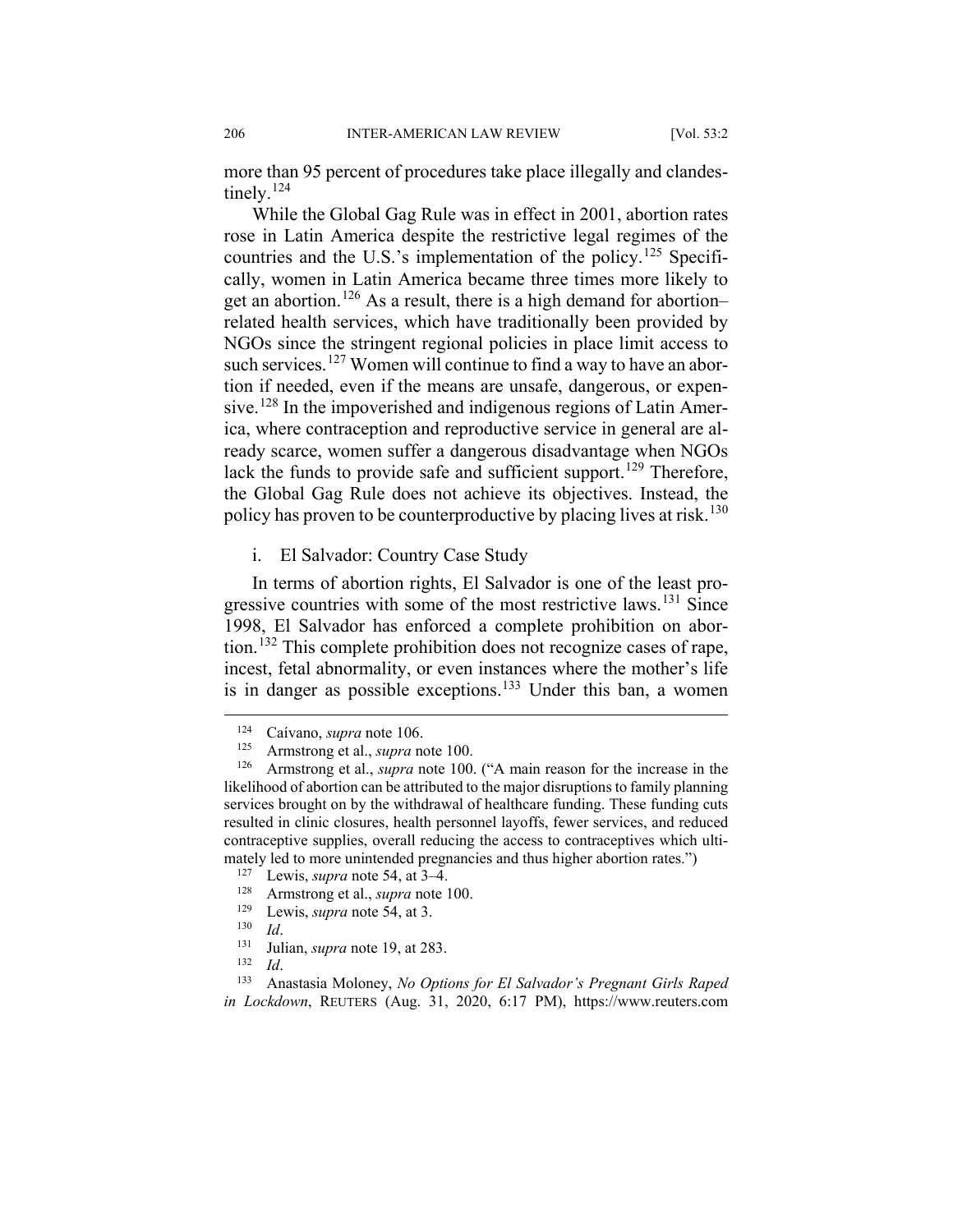more than 95 percent of procedures take place illegally and clandestinely.[124]

While the Global Gag Rule was in effect in 2001, abortion rates rose in Latin America despite the restrictive legal regimes of the countries and the U.S.'s implementation of the policy.[125] Specifically, women in Latin America became three times more likely to get an abortion.[126] As a result, there is a high demand for abortion–related health services, which have traditionally been provided by NGOs since the stringent regional policies in place limit access to such services.[127] Women will continue to find a way to have an abortion if needed, even if the means are unsafe, dangerous, or expensive.[128] In the impoverished and indigenous regions of Latin America, where contraception and reproductive service in general are already scarce, women suffer a dangerous disadvantage when NGOs lack the funds to provide safe and sufficient support.[129] Therefore, the Global Gag Rule does not achieve its objectives. Instead, the policy has proven to be counterproductive by placing lives at risk.[130]

i. El Salvador: Country Case Study

In terms of abortion rights, El Salvador is one of the least progressive countries with some of the most restrictive laws.[131] Since 1998, El Salvador has enforced a complete prohibition on abortion.[132] This complete prohibition does not recognize cases of rape, incest, fetal abnormality, or even instances where the mother's life is in danger as possible exceptions.[133] Under this ban, a women

---

[124] Caívano, *supra* note 106.

[125] Armstrong et al., *supra* note 100.

[126] Armstrong et al., *supra* note 100. ("A main reason for the increase in the likelihood of abortion can be attributed to the major disruptions to family planning services brought on by the withdrawal of healthcare funding. These funding cuts resulted in clinic closures, health personnel layoffs, fewer services, and reduced contraceptive supplies, overall reducing the access to contraceptives which ultimately led to more unintended pregnancies and thus higher abortion rates.")

[127] Lewis, *supra* note 54, at 3–4.

[128] Armstrong et al., *supra* note 100.

[129] Lewis, *supra* note 54, at 3.

[130] *Id*.

[131] Julian, *supra* note 19, at 283.

[132] *Id*.

[133] Anastasia Moloney, *No Options for El Salvador's Pregnant Girls Raped in Lockdown*, REUTERS (Aug. 31, 2020, 6:17 PM), https://www.reuters.com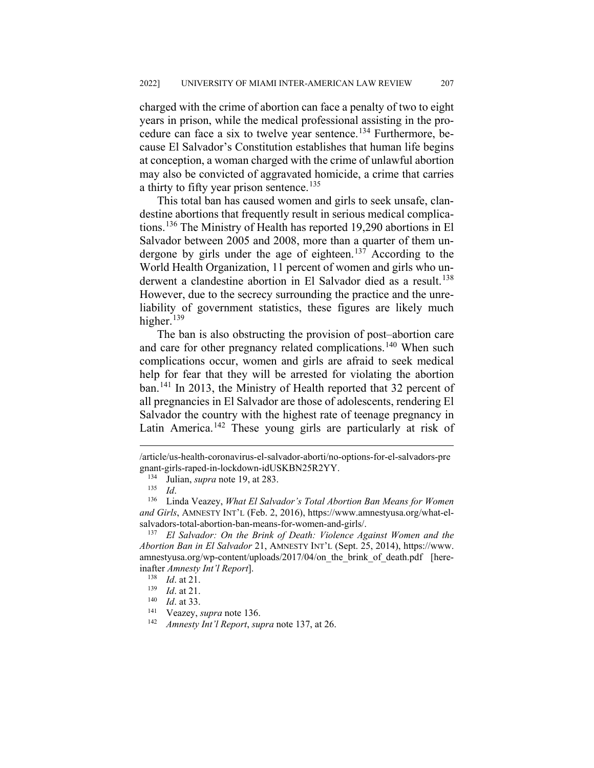charged with the crime of abortion can face a penalty of two to eight years in prison, while the medical professional assisting in the procedure can face a six to twelve year sentence.[134] Furthermore, because El Salvador's Constitution establishes that human life begins at conception, a woman charged with the crime of unlawful abortion may also be convicted of aggravated homicide, a crime that carries a thirty to fifty year prison sentence.[135]

This total ban has caused women and girls to seek unsafe, clandestine abortions that frequently result in serious medical complications.[136] The Ministry of Health has reported 19,290 abortions in El Salvador between 2005 and 2008, more than a quarter of them undergone by girls under the age of eighteen.[137] According to the World Health Organization, 11 percent of women and girls who underwent a clandestine abortion in El Salvador died as a result.[138] However, due to the secrecy surrounding the practice and the unreliability of government statistics, these figures are likely much higher.[139]

The ban is also obstructing the provision of post–abortion care and care for other pregnancy related complications.[140] When such complications occur, women and girls are afraid to seek medical help for fear that they will be arrested for violating the abortion ban.[141] In 2013, the Ministry of Health reported that 32 percent of all pregnancies in El Salvador are those of adolescents, rendering El Salvador the country with the highest rate of teenage pregnancy in Latin America.[142] These young girls are particularly at risk of

---

/article/us-health-coronavirus-el-salvador-aborti/no-options-for-el-salvadors-pregnant-girls-raped-in-lockdown-idUSKBN25R2YY.

[134] Julian, *supra* note 19, at 283.

[135] *Id*.

[136] Linda Veazey, *What El Salvador's Total Abortion Ban Means for Women and Girls*, AMNESTY INT'L (Feb. 2, 2016), https://www.amnestyusa.org/what-el-salvadors-total-abortion-ban-means-for-women-and-girls/.

[137] *El Salvador: On the Brink of Death: Violence Against Women and the Abortion Ban in El Salvador* 21, AMNESTY INT'L (Sept. 25, 2014), https://www.amnestyusa.org/wp-content/uploads/2017/04/on_the_brink_of_death.pdf [hereinafter *Amnesty Int'l Report*].

[138] *Id*. at 21.

[139] *Id*. at 21.

[140] *Id*. at 33.

[141] Veazey, *supra* note 136.

[142] *Amnesty Int'l Report*, *supra* note 137, at 26.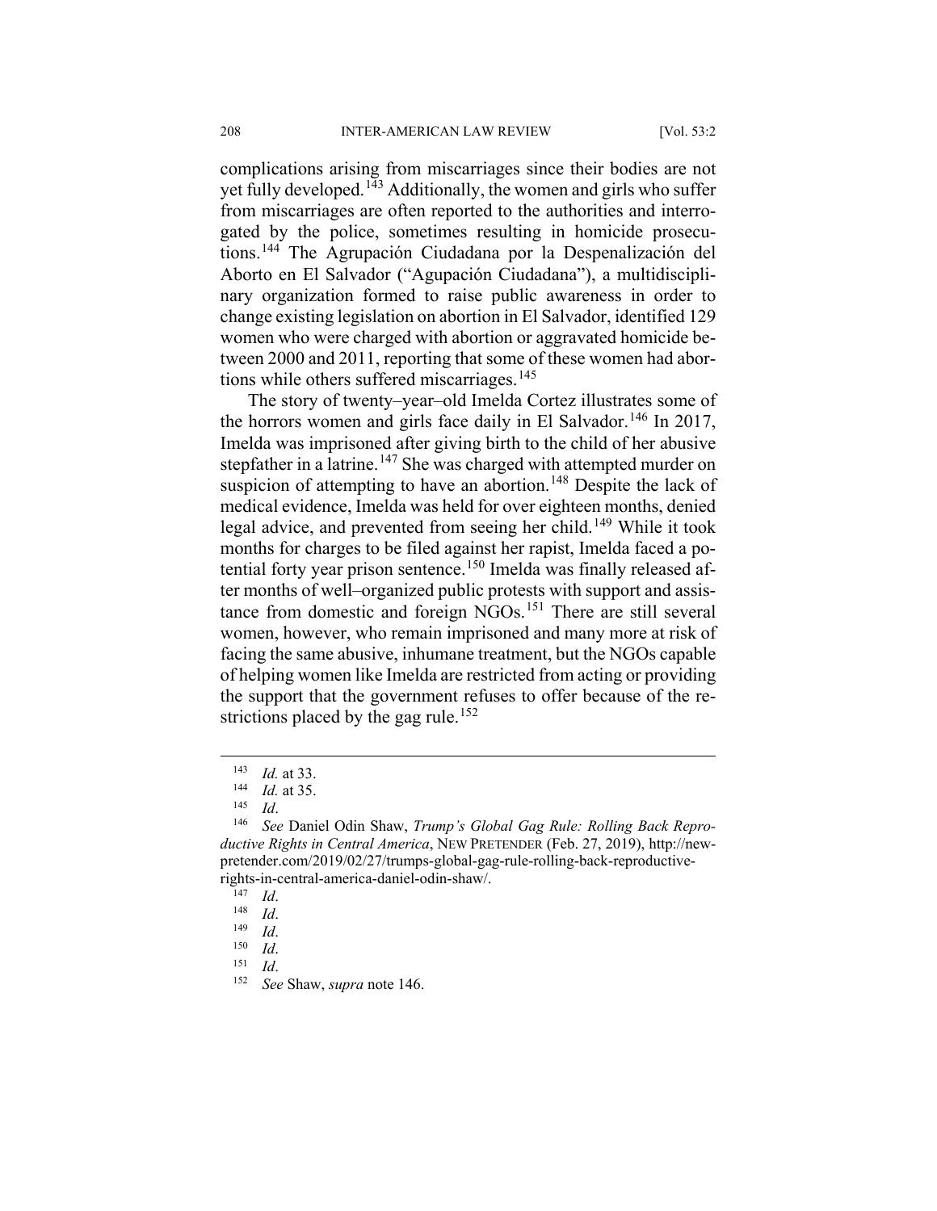complications arising from miscarriages since their bodies are not yet fully developed.[143] Additionally, the women and girls who suffer from miscarriages are often reported to the authorities and interrogated by the police, sometimes resulting in homicide prosecutions.[144] The Agrupación Ciudadana por la Despenalización del Aborto en El Salvador ("Agupación Ciudadana"), a multidisciplinary organization formed to raise public awareness in order to change existing legislation on abortion in El Salvador, identified 129 women who were charged with abortion or aggravated homicide between 2000 and 2011, reporting that some of these women had abortions while others suffered miscarriages.[145]

The story of twenty–year–old Imelda Cortez illustrates some of the horrors women and girls face daily in El Salvador.[146] In 2017, Imelda was imprisoned after giving birth to the child of her abusive stepfather in a latrine.[147] She was charged with attempted murder on suspicion of attempting to have an abortion.[148] Despite the lack of medical evidence, Imelda was held for over eighteen months, denied legal advice, and prevented from seeing her child.[149] While it took months for charges to be filed against her rapist, Imelda faced a potential forty year prison sentence.[150] Imelda was finally released after months of well–organized public protests with support and assistance from domestic and foreign NGOs.[151] There are still several women, however, who remain imprisoned and many more at risk of facing the same abusive, inhumane treatment, but the NGOs capable of helping women like Imelda are restricted from acting or providing the support that the government refuses to offer because of the restrictions placed by the gag rule.[152]

---

[143] *Id.* at 33.

[144] *Id.* at 35.

[145] *Id*.

[146] *See* Daniel Odin Shaw, *Trump's Global Gag Rule: Rolling Back Reproductive Rights in Central America*, NEW PRETENDER (Feb. 27, 2019), http://newpretender.com/2019/02/27/trumps-global-gag-rule-rolling-back-reproductive-rights-in-central-america-daniel-odin-shaw/.

[147] *Id*.

[148] *Id*.

[149] *Id*.

[150] *Id*.

[151] *Id*.

[152] *See* Shaw, *supra* note 146.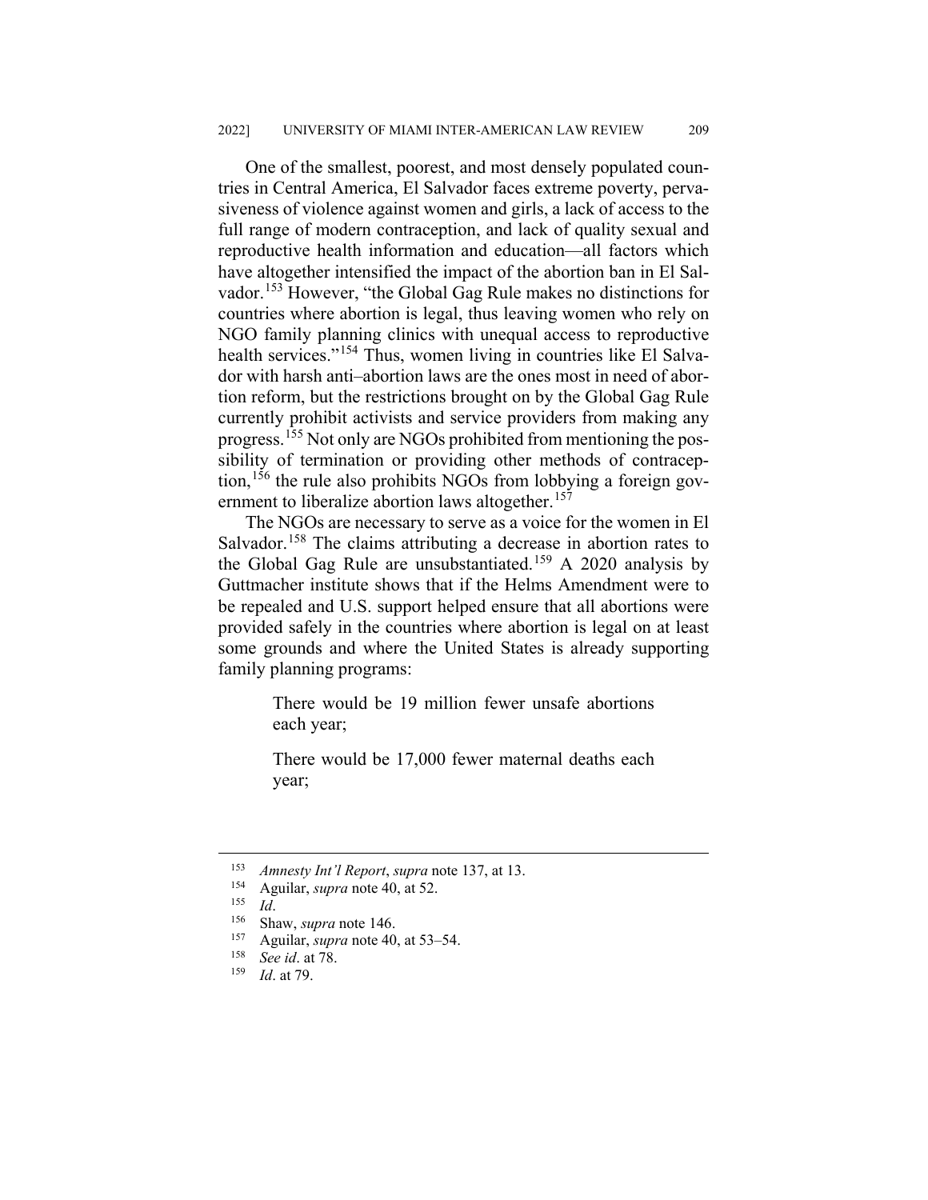One of the smallest, poorest, and most densely populated countries in Central America, El Salvador faces extreme poverty, pervasiveness of violence against women and girls, a lack of access to the full range of modern contraception, and lack of quality sexual and reproductive health information and education—all factors which have altogether intensified the impact of the abortion ban in El Salvador.[153] However, "the Global Gag Rule makes no distinctions for countries where abortion is legal, thus leaving women who rely on NGO family planning clinics with unequal access to reproductive health services."[154] Thus, women living in countries like El Salvador with harsh anti–abortion laws are the ones most in need of abortion reform, but the restrictions brought on by the Global Gag Rule currently prohibit activists and service providers from making any progress.[155] Not only are NGOs prohibited from mentioning the possibility of termination or providing other methods of contraception,[156] the rule also prohibits NGOs from lobbying a foreign government to liberalize abortion laws altogether.[157]

The NGOs are necessary to serve as a voice for the women in El Salvador.[158] The claims attributing a decrease in abortion rates to the Global Gag Rule are unsubstantiated.[159] A 2020 analysis by Guttmacher institute shows that if the Helms Amendment were to be repealed and U.S. support helped ensure that all abortions were provided safely in the countries where abortion is legal on at least some grounds and where the United States is already supporting family planning programs:

> There would be 19 million fewer unsafe abortions each year;
>
> There would be 17,000 fewer maternal deaths each year;

---

[153] *Amnesty Int'l Report*, *supra* note 137, at 13.

[154] Aguilar, *supra* note 40, at 52.

[155] *Id*.

[156] Shaw, *supra* note 146.

[157] Aguilar, *supra* note 40, at 53–54.

[158] *See id*. at 78.

[159] *Id*. at 79.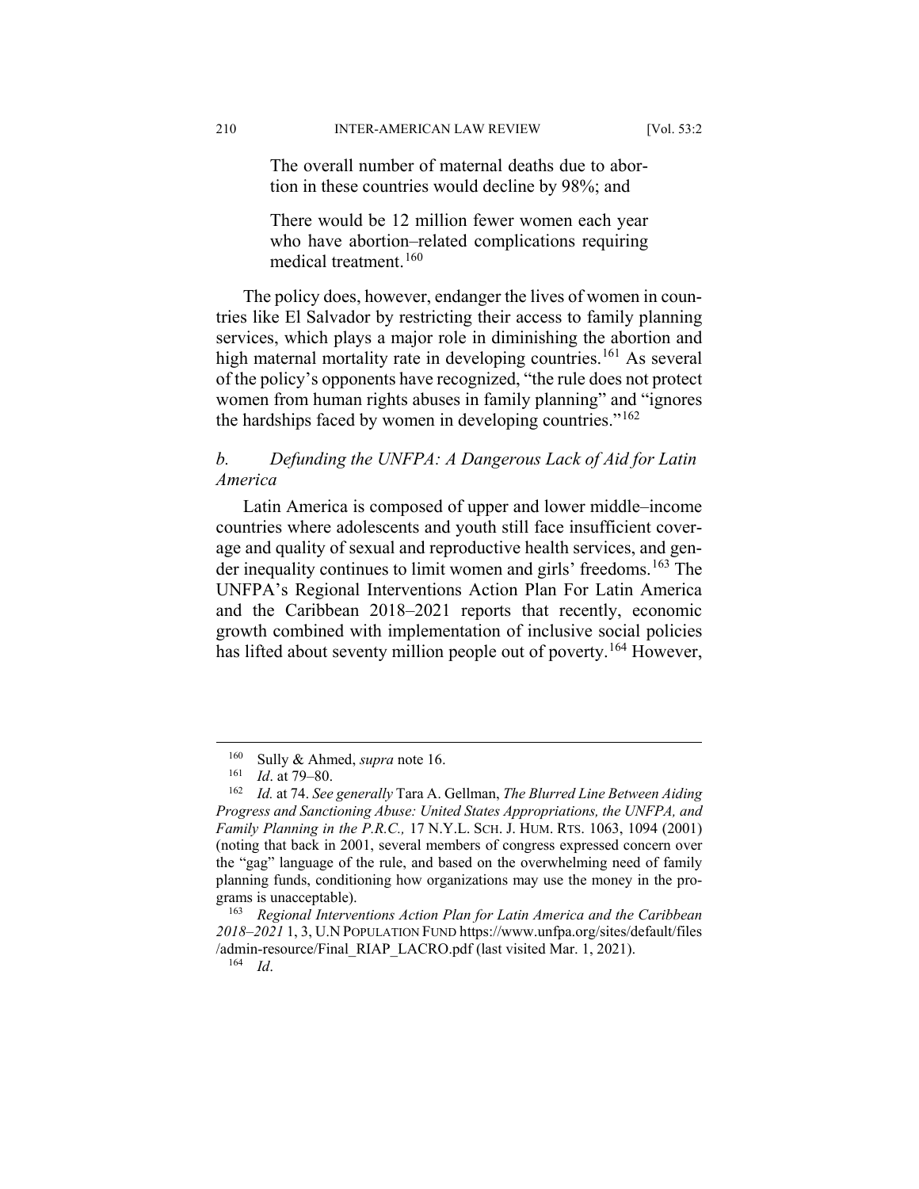The overall number of maternal deaths due to abortion in these countries would decline by 98%; and

There would be 12 million fewer women each year who have abortion–related complications requiring medical treatment.[160]

The policy does, however, endanger the lives of women in countries like El Salvador by restricting their access to family planning services, which plays a major role in diminishing the abortion and high maternal mortality rate in developing countries.[161] As several of the policy's opponents have recognized, "the rule does not protect women from human rights abuses in family planning" and "ignores the hardships faced by women in developing countries."[162]

### *b. Defunding the UNFPA: A Dangerous Lack of Aid for Latin America*

Latin America is composed of upper and lower middle–income countries where adolescents and youth still face insufficient coverage and quality of sexual and reproductive health services, and gender inequality continues to limit women and girls' freedoms.[163] The UNFPA's Regional Interventions Action Plan For Latin America and the Caribbean 2018–2021 reports that recently, economic growth combined with implementation of inclusive social policies has lifted about seventy million people out of poverty.[164] However,

---

[160] Sully & Ahmed, *supra* note 16.

[161] *Id*. at 79–80.

[162] *Id.* at 74. *See generally* Tara A. Gellman, *The Blurred Line Between Aiding Progress and Sanctioning Abuse: United States Appropriations, the UNFPA, and Family Planning in the P.R.C.,* 17 N.Y.L. SCH. J. HUM. RTS. 1063, 1094 (2001) (noting that back in 2001, several members of congress expressed concern over the "gag" language of the rule, and based on the overwhelming need of family planning funds, conditioning how organizations may use the money in the programs is unacceptable).

[163] *Regional Interventions Action Plan for Latin America and the Caribbean 2018–2021* 1, 3, U.N POPULATION FUND https://www.unfpa.org/sites/default/files/admin-resource/Final_RIAP_LACRO.pdf (last visited Mar. 1, 2021).

[164] *Id*.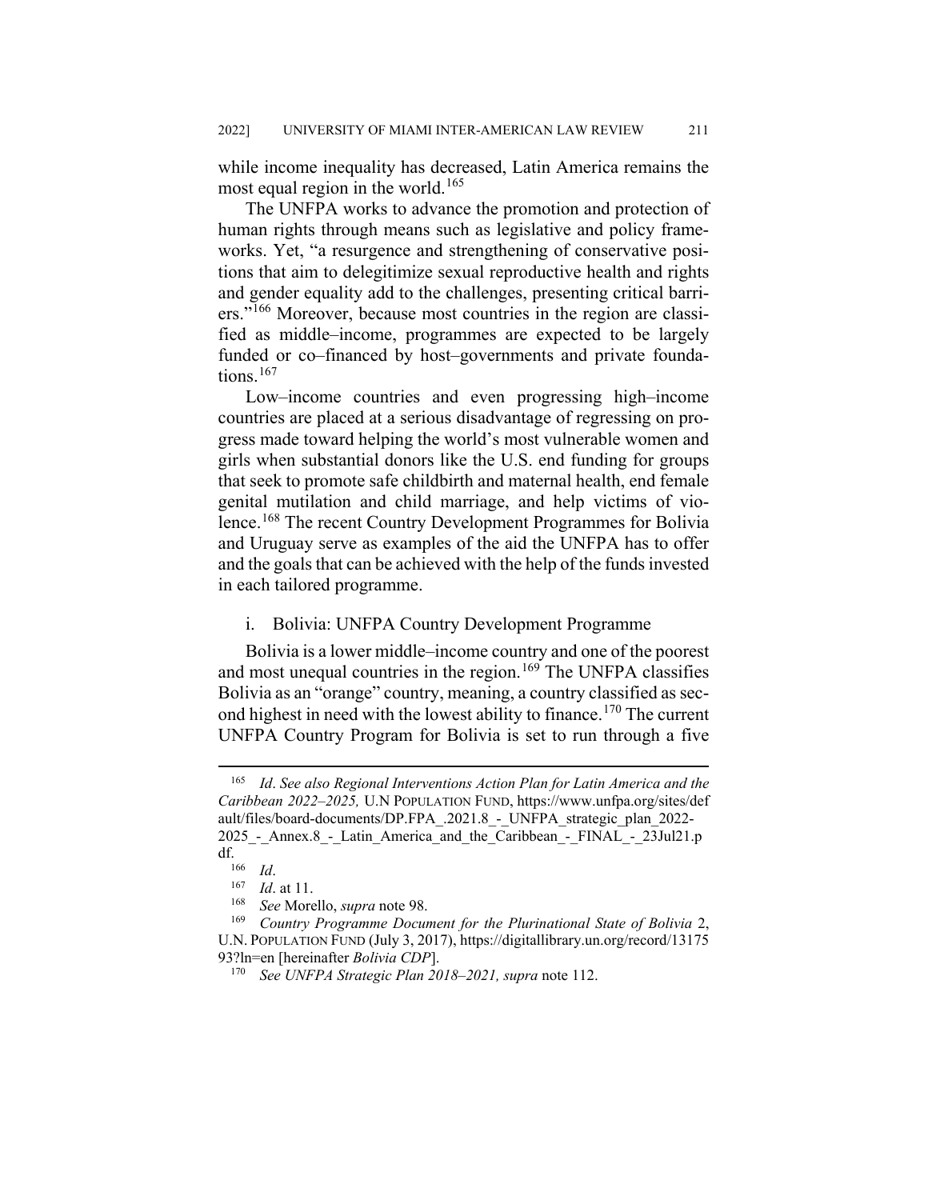while income inequality has decreased, Latin America remains the most equal region in the world.[165]

The UNFPA works to advance the promotion and protection of human rights through means such as legislative and policy frameworks. Yet, "a resurgence and strengthening of conservative positions that aim to delegitimize sexual reproductive health and rights and gender equality add to the challenges, presenting critical barriers."[166] Moreover, because most countries in the region are classified as middle–income, programmes are expected to be largely funded or co–financed by host–governments and private foundations.[167]

Low–income countries and even progressing high–income countries are placed at a serious disadvantage of regressing on progress made toward helping the world's most vulnerable women and girls when substantial donors like the U.S. end funding for groups that seek to promote safe childbirth and maternal health, end female genital mutilation and child marriage, and help victims of violence.[168] The recent Country Development Programmes for Bolivia and Uruguay serve as examples of the aid the UNFPA has to offer and the goals that can be achieved with the help of the funds invested in each tailored programme.

i. Bolivia: UNFPA Country Development Programme

Bolivia is a lower middle–income country and one of the poorest and most unequal countries in the region.[169] The UNFPA classifies Bolivia as an "orange" country, meaning, a country classified as second highest in need with the lowest ability to finance.[170] The current UNFPA Country Program for Bolivia is set to run through a five

---

[165] *Id*. *See also Regional Interventions Action Plan for Latin America and the Caribbean 2022–2025,* U.N POPULATION FUND, https://www.unfpa.org/sites/default/files/board-documents/DP.FPA_.2021.8_-_UNFPA_strategic_plan_2022-2025_-_Annex.8_-_Latin_America_and_the_Caribbean_-_FINAL_-_23Jul21.pdf.

[166] *Id*.

[167] *Id*. at 11.

[168] *See* Morello, *supra* note 98.

[169] *Country Programme Document for the Plurinational State of Bolivia* 2, U.N. POPULATION FUND (July 3, 2017), https://digitallibrary.un.org/record/1317593?ln=en [hereinafter *Bolivia CDP*].

[170] *See UNFPA Strategic Plan 2018–2021, supra* note 112.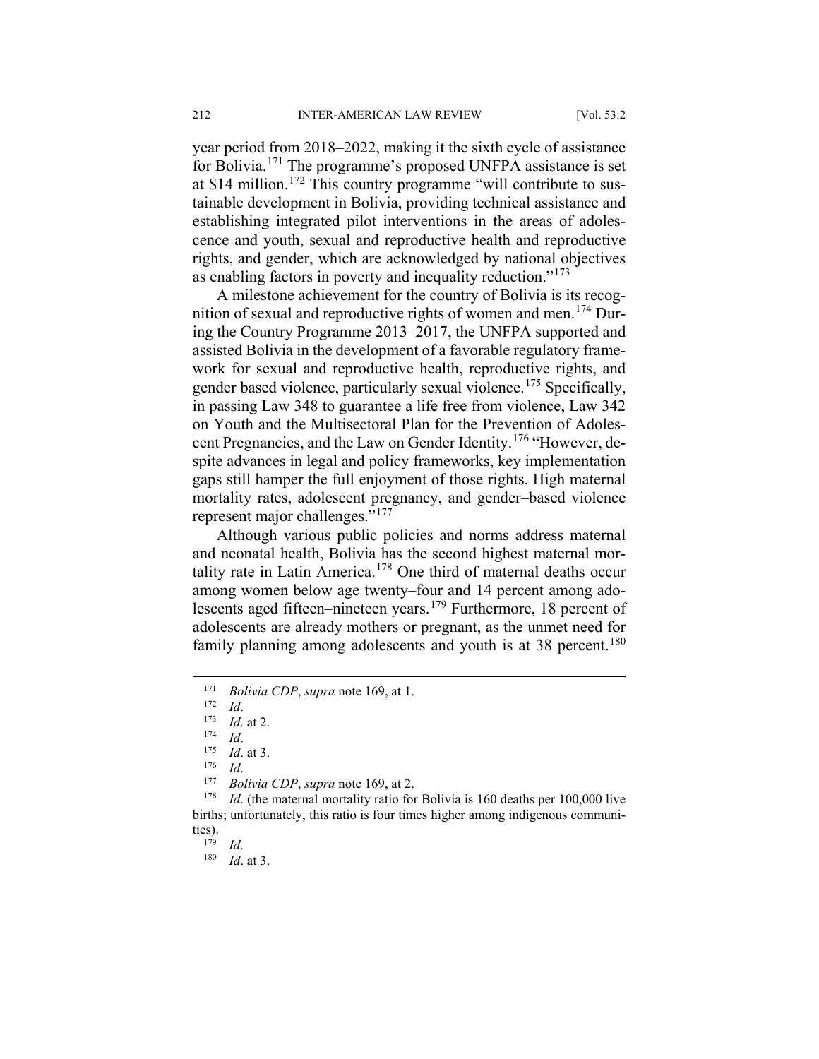year period from 2018–2022, making it the sixth cycle of assistance for Bolivia.[171] The programme's proposed UNFPA assistance is set at $14 million.[172] This country programme "will contribute to sustainable development in Bolivia, providing technical assistance and establishing integrated pilot interventions in the areas of adolescence and youth, sexual and reproductive health and reproductive rights, and gender, which are acknowledged by national objectives as enabling factors in poverty and inequality reduction."[173]

A milestone achievement for the country of Bolivia is its recognition of sexual and reproductive rights of women and men.[174] During the Country Programme 2013–2017, the UNFPA supported and assisted Bolivia in the development of a favorable regulatory framework for sexual and reproductive health, reproductive rights, and gender based violence, particularly sexual violence.[175] Specifically, in passing Law 348 to guarantee a life free from violence, Law 342 on Youth and the Multisectoral Plan for the Prevention of Adolescent Pregnancies, and the Law on Gender Identity.[176] "However, despite advances in legal and policy frameworks, key implementation gaps still hamper the full enjoyment of those rights. High maternal mortality rates, adolescent pregnancy, and gender–based violence represent major challenges."[177]

Although various public policies and norms address maternal and neonatal health, Bolivia has the second highest maternal mortality rate in Latin America.[178] One third of maternal deaths occur among women below age twenty–four and 14 percent among adolescents aged fifteen–nineteen years.[179] Furthermore, 18 percent of adolescents are already mothers or pregnant, as the unmet need for family planning among adolescents and youth is at 38 percent.[180]

---

[171] *Bolivia CDP*, *supra* note 169, at 1.

[172] *Id*.

[173] *Id*. at 2.

[174] *Id*.

[175] *Id*. at 3.

[176] *Id*.

[177] *Bolivia CDP*, *supra* note 169, at 2.

[178] *Id*. (the maternal mortality ratio for Bolivia is 160 deaths per 100,000 live births; unfortunately, this ratio is four times higher among indigenous communities).

[179] *Id*.

[180] *Id*. at 3.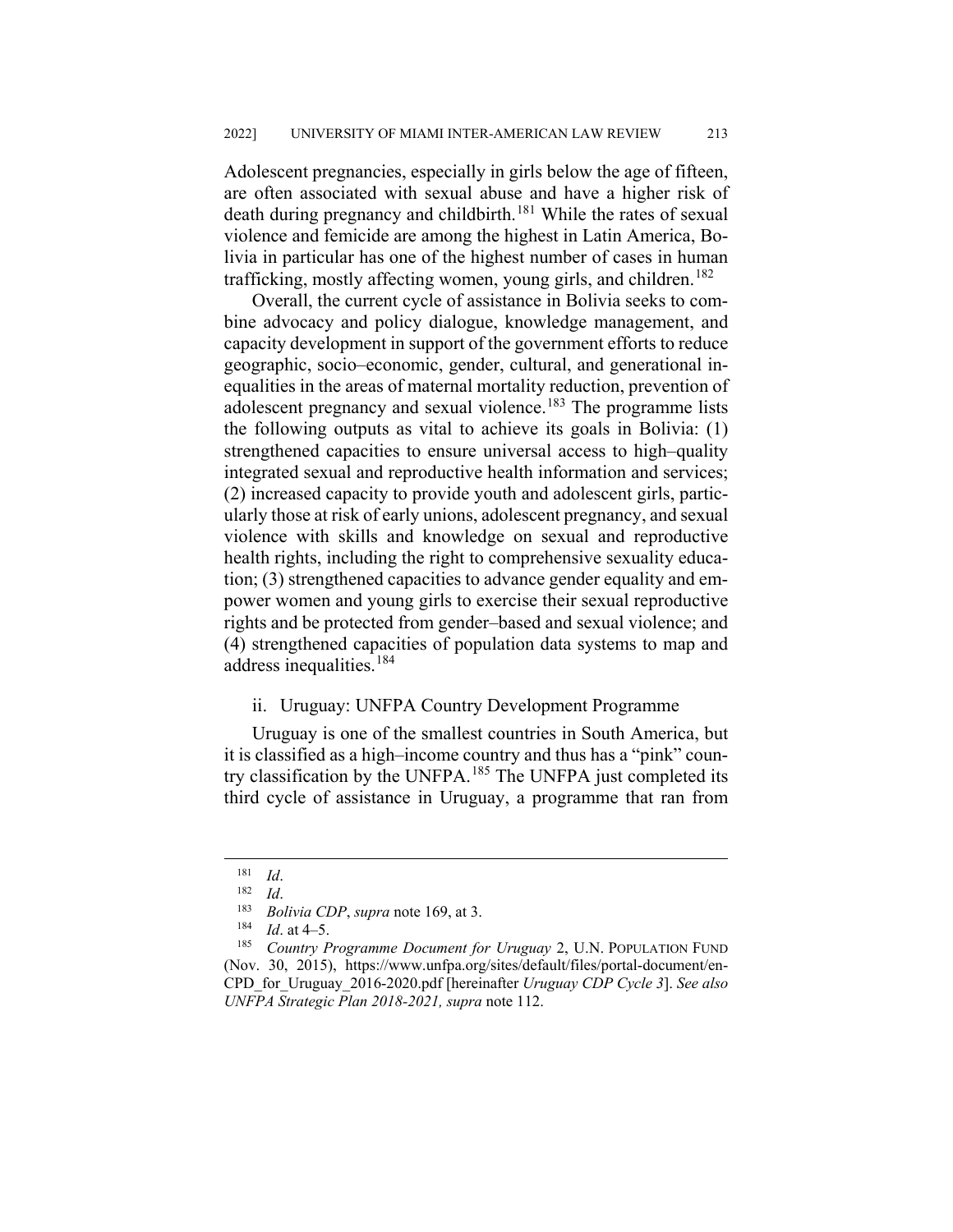Adolescent pregnancies, especially in girls below the age of fifteen, are often associated with sexual abuse and have a higher risk of death during pregnancy and childbirth.[181] While the rates of sexual violence and femicide are among the highest in Latin America, Bolivia in particular has one of the highest number of cases in human trafficking, mostly affecting women, young girls, and children.[182]

Overall, the current cycle of assistance in Bolivia seeks to combine advocacy and policy dialogue, knowledge management, and capacity development in support of the government efforts to reduce geographic, socio–economic, gender, cultural, and generational inequalities in the areas of maternal mortality reduction, prevention of adolescent pregnancy and sexual violence.[183] The programme lists the following outputs as vital to achieve its goals in Bolivia: (1) strengthened capacities to ensure universal access to high–quality integrated sexual and reproductive health information and services; (2) increased capacity to provide youth and adolescent girls, particularly those at risk of early unions, adolescent pregnancy, and sexual violence with skills and knowledge on sexual and reproductive health rights, including the right to comprehensive sexuality education; (3) strengthened capacities to advance gender equality and empower women and young girls to exercise their sexual reproductive rights and be protected from gender–based and sexual violence; and (4) strengthened capacities of population data systems to map and address inequalities.[184]

### ii. Uruguay: UNFPA Country Development Programme

Uruguay is one of the smallest countries in South America, but it is classified as a high–income country and thus has a "pink" country classification by the UNFPA.[185] The UNFPA just completed its third cycle of assistance in Uruguay, a programme that ran from

---

[181] *Id*.

[182] *Id*.

[183] *Bolivia CDP*, *supra* note 169, at 3.

[184] *Id*. at 4–5.

[185] *Country Programme Document for Uruguay* 2, U.N. POPULATION FUND (Nov. 30, 2015), https://www.unfpa.org/sites/default/files/portal-document/en-CPD_for_Uruguay_2016-2020.pdf [hereinafter *Uruguay CDP Cycle 3*]. *See also UNFPA Strategic Plan 2018-2021, supra* note 112.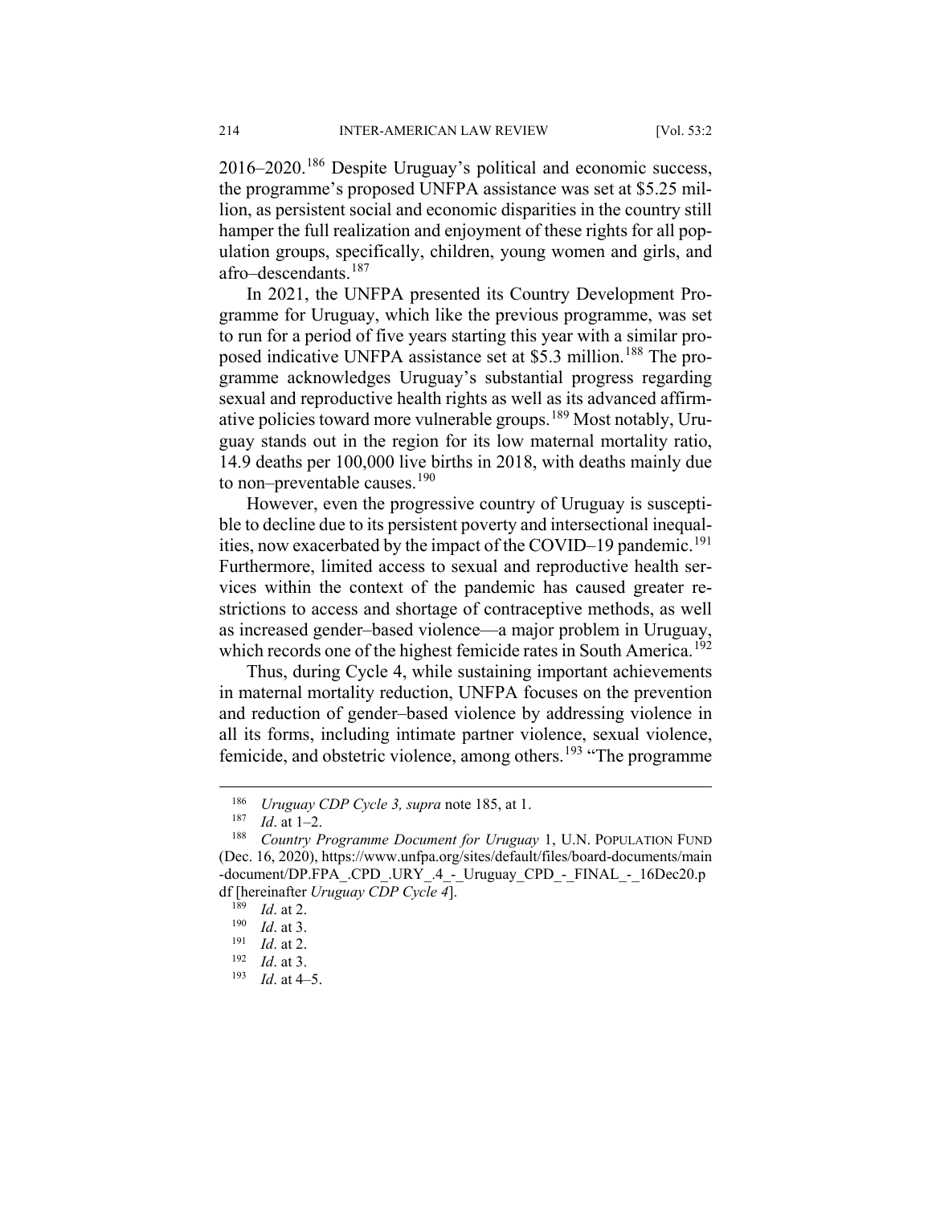2016–2020.[186] Despite Uruguay's political and economic success, the programme's proposed UNFPA assistance was set at $5.25 million, as persistent social and economic disparities in the country still hamper the full realization and enjoyment of these rights for all population groups, specifically, children, young women and girls, and afro–descendants.[187]

In 2021, the UNFPA presented its Country Development Programme for Uruguay, which like the previous programme, was set to run for a period of five years starting this year with a similar proposed indicative UNFPA assistance set at $5.3 million.[188] The programme acknowledges Uruguay's substantial progress regarding sexual and reproductive health rights as well as its advanced affirmative policies toward more vulnerable groups.[189] Most notably, Uruguay stands out in the region for its low maternal mortality ratio, 14.9 deaths per 100,000 live births in 2018, with deaths mainly due to non–preventable causes.[190]

However, even the progressive country of Uruguay is susceptible to decline due to its persistent poverty and intersectional inequalities, now exacerbated by the impact of the COVID–19 pandemic.[191] Furthermore, limited access to sexual and reproductive health services within the context of the pandemic has caused greater restrictions to access and shortage of contraceptive methods, as well as increased gender–based violence—a major problem in Uruguay, which records one of the highest femicide rates in South America.[192]

Thus, during Cycle 4, while sustaining important achievements in maternal mortality reduction, UNFPA focuses on the prevention and reduction of gender–based violence by addressing violence in all its forms, including intimate partner violence, sexual violence, femicide, and obstetric violence, among others.[193] "The programme

---

[186] *Uruguay CDP Cycle 3, supra* note 185, at 1.

[187] *Id*. at 1–2.

[188] *Country Programme Document for Uruguay* 1, U.N. POPULATION FUND (Dec. 16, 2020), https://www.unfpa.org/sites/default/files/board-documents/main-document/DP.FPA_.CPD_.URY_.4_-_Uruguay_CPD_-_FINAL_-_16Dec20.pdf [hereinafter *Uruguay CDP Cycle 4*].

[189] *Id*. at 2.

[190] *Id*. at 3.

[191] *Id*. at 2.

[192] *Id*. at 3.

[193] *Id*. at 4–5.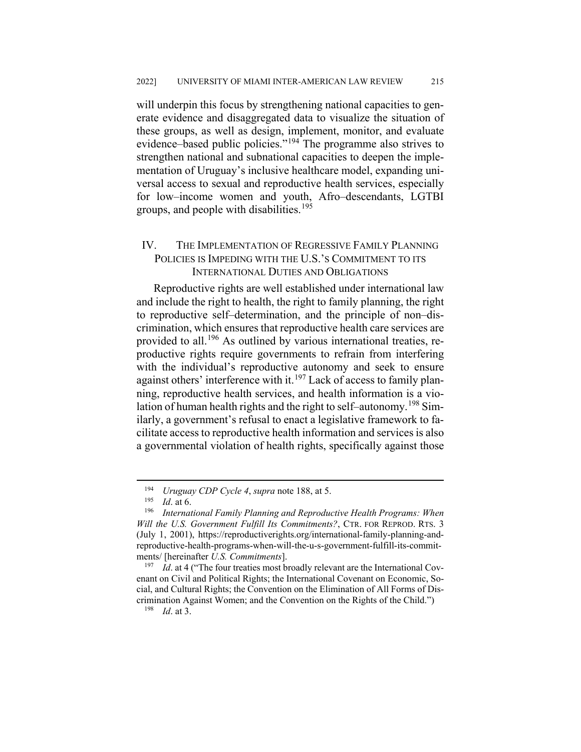will underpin this focus by strengthening national capacities to generate evidence and disaggregated data to visualize the situation of these groups, as well as design, implement, monitor, and evaluate evidence–based public policies."[194] The programme also strives to strengthen national and subnational capacities to deepen the implementation of Uruguay's inclusive healthcare model, expanding universal access to sexual and reproductive health services, especially for low–income women and youth, Afro–descendants, LGTBI groups, and people with disabilities.[195]

## IV. The Implementation of Regressive Family Planning Policies is Impeding with the U.S.'s Commitment to its International Duties and Obligations

Reproductive rights are well established under international law and include the right to health, the right to family planning, the right to reproductive self–determination, and the principle of non–discrimination, which ensures that reproductive health care services are provided to all.[196] As outlined by various international treaties, reproductive rights require governments to refrain from interfering with the individual's reproductive autonomy and seek to ensure against others' interference with it.[197] Lack of access to family planning, reproductive health services, and health information is a violation of human health rights and the right to self–autonomy.[198] Similarly, a government's refusal to enact a legislative framework to facilitate access to reproductive health information and services is also a governmental violation of health rights, specifically against those

---

[194] *Uruguay CDP Cycle 4*, *supra* note 188, at 5.

[195] *Id*. at 6.

[196] *International Family Planning and Reproductive Health Programs: When Will the U.S. Government Fulfill Its Commitments?*, CTR. FOR REPROD. RTS. 3 (July 1, 2001), https://reproductiverights.org/international-family-planning-and-reproductive-health-programs-when-will-the-u-s-government-fulfill-its-commitments/ [hereinafter *U.S. Commitments*].

[197] *Id*. at 4 ("The four treaties most broadly relevant are the International Covenant on Civil and Political Rights; the International Covenant on Economic, Social, and Cultural Rights; the Convention on the Elimination of All Forms of Discrimination Against Women; and the Convention on the Rights of the Child.")

[198] *Id*. at 3.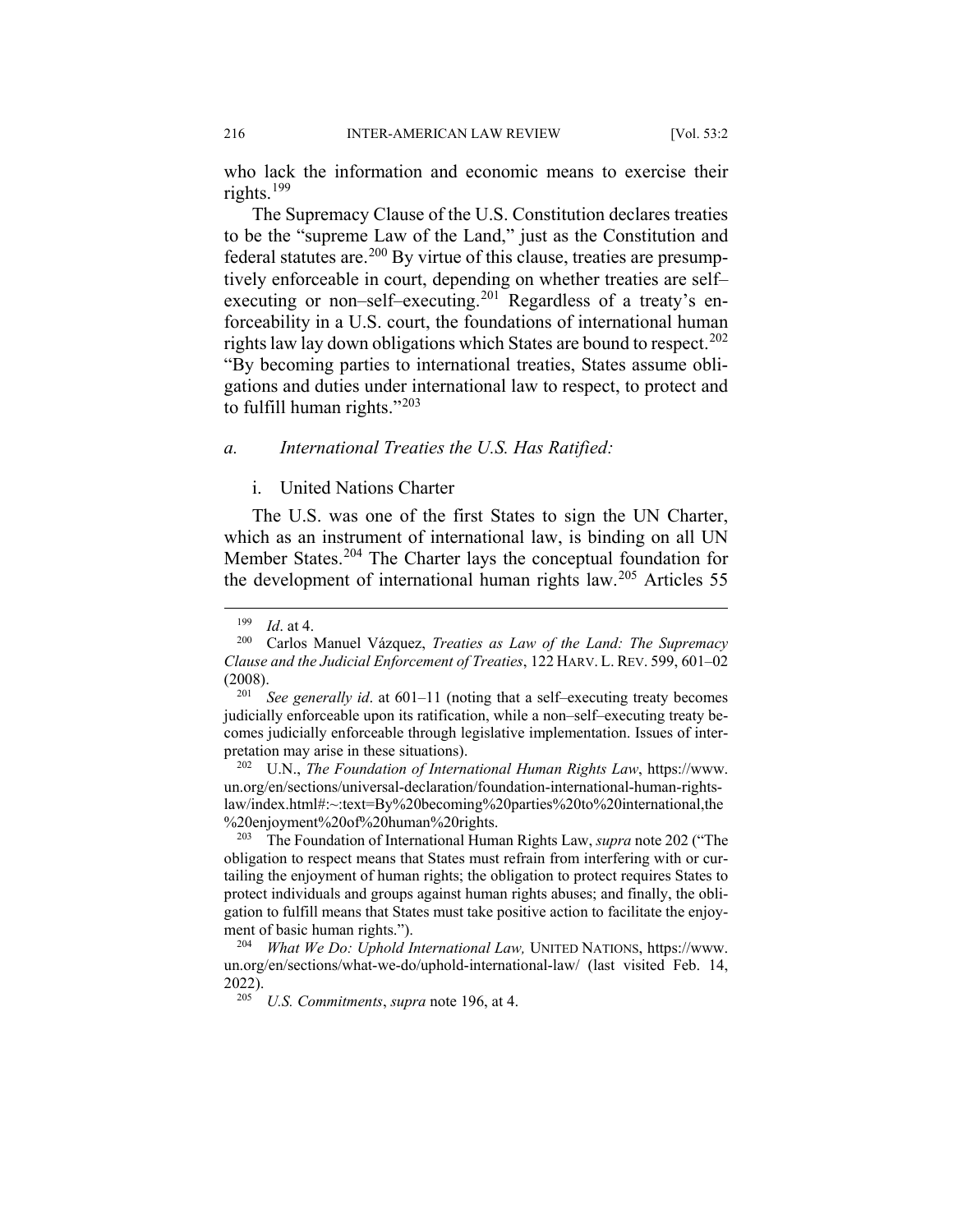who lack the information and economic means to exercise their rights.[199]

The Supremacy Clause of the U.S. Constitution declares treaties to be the "supreme Law of the Land," just as the Constitution and federal statutes are.[200] By virtue of this clause, treaties are presumptively enforceable in court, depending on whether treaties are self–executing or non–self–executing.[201] Regardless of a treaty's enforceability in a U.S. court, the foundations of international human rights law lay down obligations which States are bound to respect.[202] "By becoming parties to international treaties, States assume obligations and duties under international law to respect, to protect and to fulfill human rights."[203]

### *a. International Treaties the U.S. Has Ratified:*

#### i. United Nations Charter

The U.S. was one of the first States to sign the UN Charter, which as an instrument of international law, is binding on all UN Member States.[204] The Charter lays the conceptual foundation for the development of international human rights law.[205] Articles 55

---

[199] *Id*. at 4.

[200] Carlos Manuel Vázquez, *Treaties as Law of the Land: The Supremacy Clause and the Judicial Enforcement of Treaties*, 122 HARV. L. REV. 599, 601–02 (2008).

[201] *See generally id*. at 601–11 (noting that a self–executing treaty becomes judicially enforceable upon its ratification, while a non–self–executing treaty becomes judicially enforceable through legislative implementation. Issues of interpretation may arise in these situations).

[202] U.N., *The Foundation of International Human Rights Law*, https://www.un.org/en/sections/universal-declaration/foundation-international-human-rights-law/index.html#:~:text=By%20becoming%20parties%20to%20international,the%20enjoyment%20of%20human%20rights.

[203] The Foundation of International Human Rights Law, *supra* note 202 ("The obligation to respect means that States must refrain from interfering with or curtailing the enjoyment of human rights; the obligation to protect requires States to protect individuals and groups against human rights abuses; and finally, the obligation to fulfill means that States must take positive action to facilitate the enjoyment of basic human rights.").

[204] *What We Do: Uphold International Law,* UNITED NATIONS, https://www.un.org/en/sections/what-we-do/uphold-international-law/ (last visited Feb. 14, 2022).

[205] *U.S. Commitments*, *supra* note 196, at 4.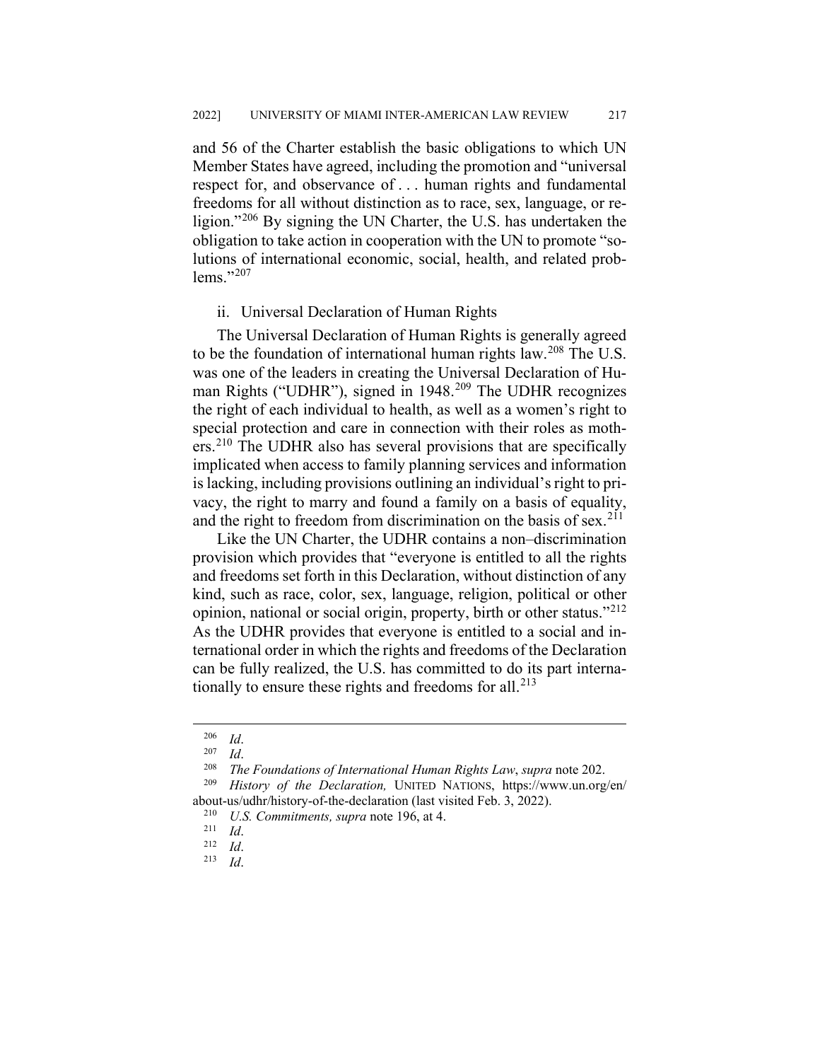and 56 of the Charter establish the basic obligations to which UN Member States have agreed, including the promotion and "universal respect for, and observance of . . . human rights and fundamental freedoms for all without distinction as to race, sex, language, or religion."[206] By signing the UN Charter, the U.S. has undertaken the obligation to take action in cooperation with the UN to promote "solutions of international economic, social, health, and related problems."[207]

### ii. Universal Declaration of Human Rights

The Universal Declaration of Human Rights is generally agreed to be the foundation of international human rights law.[208] The U.S. was one of the leaders in creating the Universal Declaration of Human Rights ("UDHR"), signed in 1948.[209] The UDHR recognizes the right of each individual to health, as well as a women's right to special protection and care in connection with their roles as mothers.[210] The UDHR also has several provisions that are specifically implicated when access to family planning services and information is lacking, including provisions outlining an individual's right to privacy, the right to marry and found a family on a basis of equality, and the right to freedom from discrimination on the basis of sex.[211]

Like the UN Charter, the UDHR contains a non–discrimination provision which provides that "everyone is entitled to all the rights and freedoms set forth in this Declaration, without distinction of any kind, such as race, color, sex, language, religion, political or other opinion, national or social origin, property, birth or other status."[212] As the UDHR provides that everyone is entitled to a social and international order in which the rights and freedoms of the Declaration can be fully realized, the U.S. has committed to do its part internationally to ensure these rights and freedoms for all.[213]

---

[206] *Id*.

[207] *Id*.

[208] *The Foundations of International Human Rights Law*, *supra* note 202.

[209] *History of the Declaration,* UNITED NATIONS, https://www.un.org/en/about-us/udhr/history-of-the-declaration (last visited Feb. 3, 2022).

[210] *U.S. Commitments, supra* note 196, at 4.

[211] *Id*.

[212] *Id*.

[213] *Id*.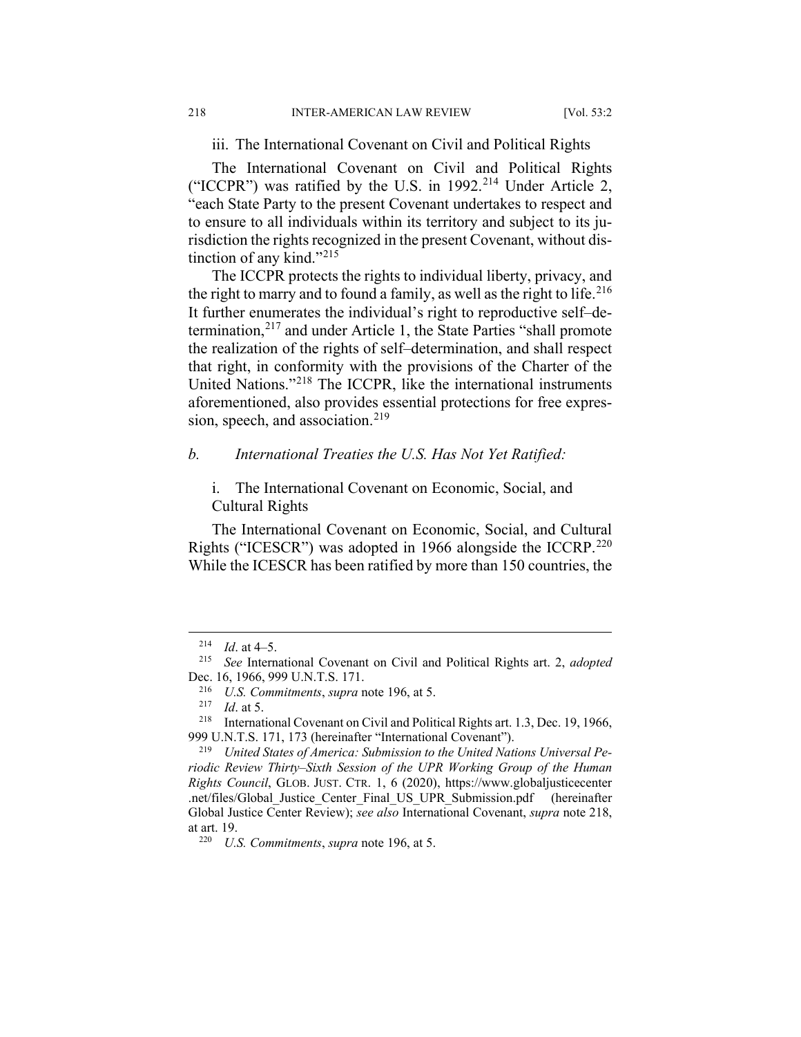iii. The International Covenant on Civil and Political Rights

The International Covenant on Civil and Political Rights ("ICCPR") was ratified by the U.S. in 1992.[214] Under Article 2, "each State Party to the present Covenant undertakes to respect and to ensure to all individuals within its territory and subject to its jurisdiction the rights recognized in the present Covenant, without distinction of any kind."[215]

The ICCPR protects the rights to individual liberty, privacy, and the right to marry and to found a family, as well as the right to life.[216] It further enumerates the individual's right to reproductive self–determination,[217] and under Article 1, the State Parties "shall promote the realization of the rights of self–determination, and shall respect that right, in conformity with the provisions of the Charter of the United Nations."[218] The ICCPR, like the international instruments aforementioned, also provides essential protections for free expression, speech, and association.[219]

*b. International Treaties the U.S. Has Not Yet Ratified:*

i. The International Covenant on Economic, Social, and Cultural Rights

The International Covenant on Economic, Social, and Cultural Rights ("ICESCR") was adopted in 1966 alongside the ICCRP.[220] While the ICESCR has been ratified by more than 150 countries, the

---

[214] *Id*. at 4–5.

[215] *See* International Covenant on Civil and Political Rights art. 2, *adopted* Dec. 16, 1966, 999 U.N.T.S. 171.

[216] *U.S. Commitments*, *supra* note 196, at 5.

[217] *Id*. at 5.

[218] International Covenant on Civil and Political Rights art. 1.3, Dec. 19, 1966, 999 U.N.T.S. 171, 173 (hereinafter "International Covenant").

[219] *United States of America: Submission to the United Nations Universal Periodic Review Thirty–Sixth Session of the UPR Working Group of the Human Rights Council*, GLOB. JUST. CTR. 1, 6 (2020), https://www.globaljusticecenter.net/files/Global_Justice_Center_Final_US_UPR_Submission.pdf (hereinafter Global Justice Center Review); *see also* International Covenant, *supra* note 218, at art. 19.

[220] *U.S. Commitments*, *supra* note 196, at 5.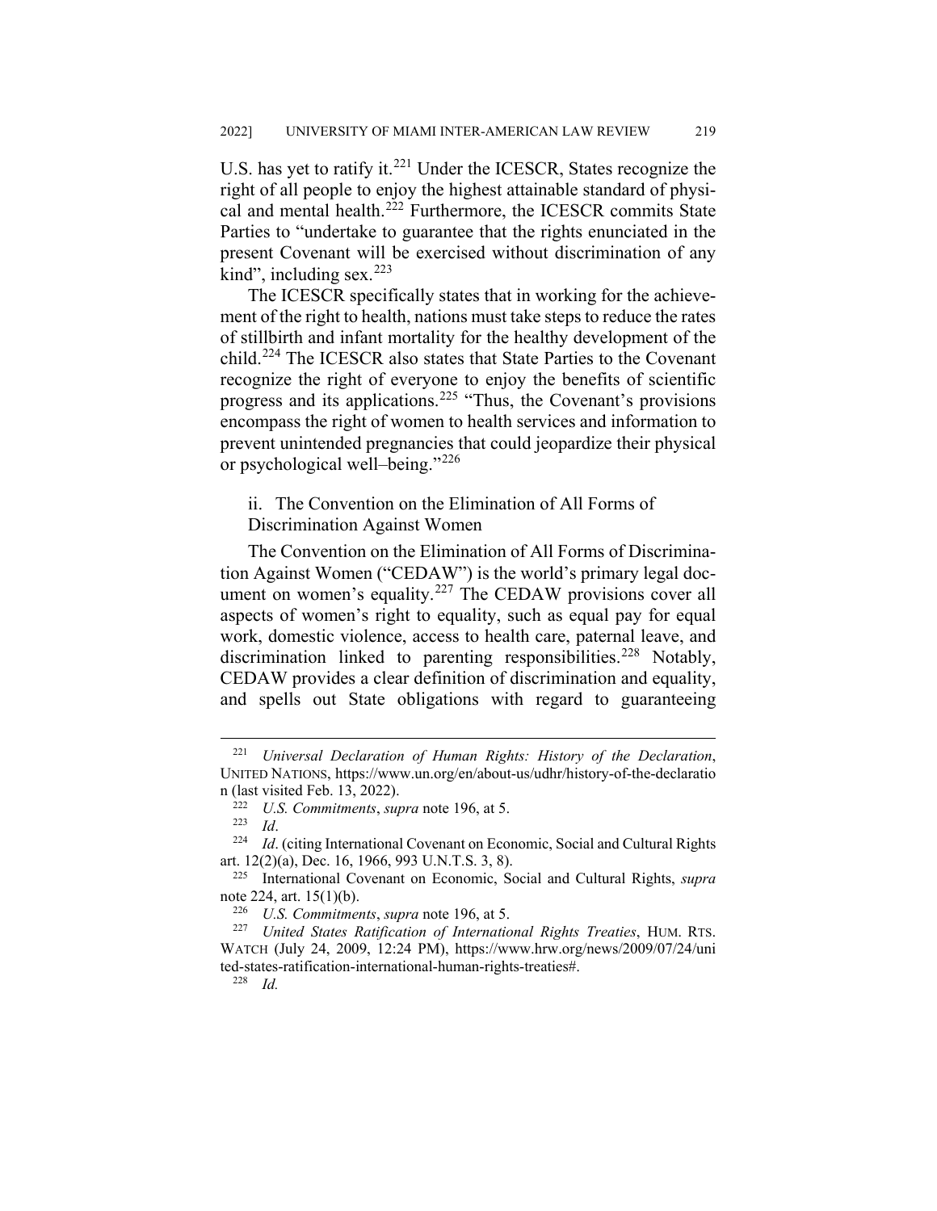U.S. has yet to ratify it.[221] Under the ICESCR, States recognize the right of all people to enjoy the highest attainable standard of physical and mental health.[222] Furthermore, the ICESCR commits State Parties to "undertake to guarantee that the rights enunciated in the present Covenant will be exercised without discrimination of any kind", including sex.[223]

The ICESCR specifically states that in working for the achievement of the right to health, nations must take steps to reduce the rates of stillbirth and infant mortality for the healthy development of the child.[224] The ICESCR also states that State Parties to the Covenant recognize the right of everyone to enjoy the benefits of scientific progress and its applications.[225] "Thus, the Covenant's provisions encompass the right of women to health services and information to prevent unintended pregnancies that could jeopardize their physical or psychological well–being."[226]

### ii. The Convention on the Elimination of All Forms of Discrimination Against Women

The Convention on the Elimination of All Forms of Discrimination Against Women ("CEDAW") is the world's primary legal document on women's equality.[227] The CEDAW provisions cover all aspects of women's right to equality, such as equal pay for equal work, domestic violence, access to health care, paternal leave, and discrimination linked to parenting responsibilities.[228] Notably, CEDAW provides a clear definition of discrimination and equality, and spells out State obligations with regard to guaranteeing

---

[221] *Universal Declaration of Human Rights: History of the Declaration*, UNITED NATIONS, https://www.un.org/en/about-us/udhr/history-of-the-declaration (last visited Feb. 13, 2022).

[222] *U.S. Commitments*, *supra* note 196, at 5.

[223] *Id*.

[224] *Id*. (citing International Covenant on Economic, Social and Cultural Rights art. 12(2)(a), Dec. 16, 1966, 993 U.N.T.S. 3, 8).

[225] International Covenant on Economic, Social and Cultural Rights, *supra* note 224, art. 15(1)(b).

[226] *U.S. Commitments*, *supra* note 196, at 5.

[227] *United States Ratification of International Rights Treaties*, HUM. RTS. WATCH (July 24, 2009, 12:24 PM), https://www.hrw.org/news/2009/07/24/united-states-ratification-international-human-rights-treaties#.

[228] *Id.*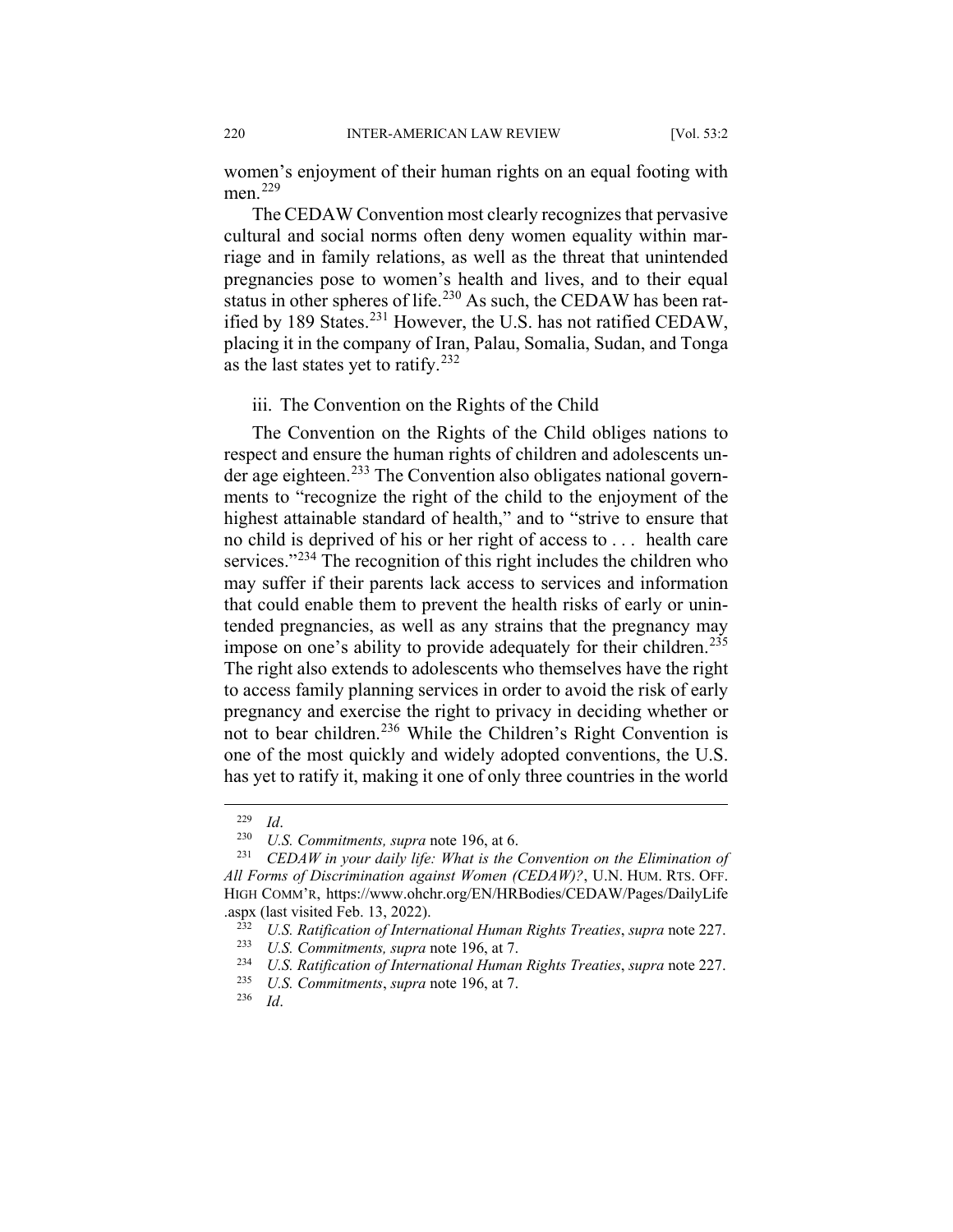women's enjoyment of their human rights on an equal footing with men.[229]

The CEDAW Convention most clearly recognizes that pervasive cultural and social norms often deny women equality within marriage and in family relations, as well as the threat that unintended pregnancies pose to women's health and lives, and to their equal status in other spheres of life.[230] As such, the CEDAW has been ratified by 189 States.[231] However, the U.S. has not ratified CEDAW, placing it in the company of Iran, Palau, Somalia, Sudan, and Tonga as the last states yet to ratify.[232]

### iii. The Convention on the Rights of the Child

The Convention on the Rights of the Child obliges nations to respect and ensure the human rights of children and adolescents under age eighteen.[233] The Convention also obligates national governments to "recognize the right of the child to the enjoyment of the highest attainable standard of health," and to "strive to ensure that no child is deprived of his or her right of access to . . . health care services."[234] The recognition of this right includes the children who may suffer if their parents lack access to services and information that could enable them to prevent the health risks of early or unintended pregnancies, as well as any strains that the pregnancy may impose on one's ability to provide adequately for their children.[235] The right also extends to adolescents who themselves have the right to access family planning services in order to avoid the risk of early pregnancy and exercise the right to privacy in deciding whether or not to bear children.[236] While the Children's Right Convention is one of the most quickly and widely adopted conventions, the U.S. has yet to ratify it, making it one of only three countries in the world

---

[229] *Id*.

[230] *U.S. Commitments, supra* note 196, at 6.

[231] *CEDAW in your daily life: What is the Convention on the Elimination of All Forms of Discrimination against Women (CEDAW)?*, U.N. HUM. RTS. OFF. HIGH COMM'R, https://www.ohchr.org/EN/HRBodies/CEDAW/Pages/DailyLife.aspx (last visited Feb. 13, 2022).

[232] *U.S. Ratification of International Human Rights Treaties*, *supra* note 227.

[233] *U.S. Commitments, supra* note 196, at 7.

[234] *U.S. Ratification of International Human Rights Treaties*, *supra* note 227.

[235] *U.S. Commitments*, *supra* note 196, at 7.

[236] *Id*.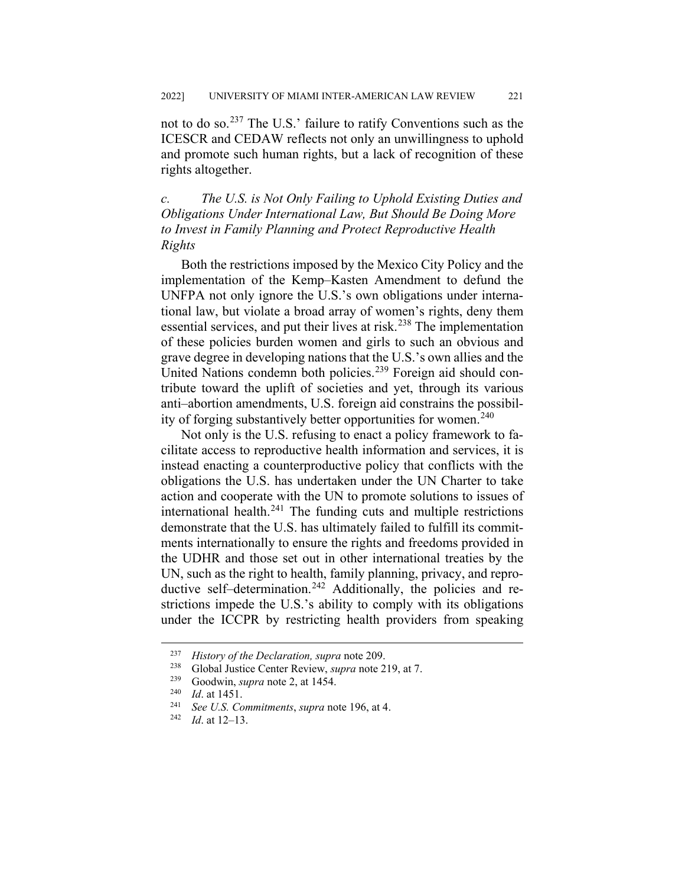not to do so.[237] The U.S.' failure to ratify Conventions such as the ICESCR and CEDAW reflects not only an unwillingness to uphold and promote such human rights, but a lack of recognition of these rights altogether.

### *c. The U.S. is Not Only Failing to Uphold Existing Duties and Obligations Under International Law, But Should Be Doing More to Invest in Family Planning and Protect Reproductive Health Rights*

Both the restrictions imposed by the Mexico City Policy and the implementation of the Kemp–Kasten Amendment to defund the UNFPA not only ignore the U.S.'s own obligations under international law, but violate a broad array of women's rights, deny them essential services, and put their lives at risk.[238] The implementation of these policies burden women and girls to such an obvious and grave degree in developing nations that the U.S.'s own allies and the United Nations condemn both policies.[239] Foreign aid should contribute toward the uplift of societies and yet, through its various anti–abortion amendments, U.S. foreign aid constrains the possibility of forging substantively better opportunities for women.[240]

Not only is the U.S. refusing to enact a policy framework to facilitate access to reproductive health information and services, it is instead enacting a counterproductive policy that conflicts with the obligations the U.S. has undertaken under the UN Charter to take action and cooperate with the UN to promote solutions to issues of international health.[241] The funding cuts and multiple restrictions demonstrate that the U.S. has ultimately failed to fulfill its commitments internationally to ensure the rights and freedoms provided in the UDHR and those set out in other international treaties by the UN, such as the right to health, family planning, privacy, and reproductive self–determination.[242] Additionally, the policies and restrictions impede the U.S.'s ability to comply with its obligations under the ICCPR by restricting health providers from speaking

---

[237] *History of the Declaration, supra* note 209.

[238] Global Justice Center Review, *supra* note 219, at 7.

[239] Goodwin, *supra* note 2, at 1454.

[240] *Id*. at 1451.

[241] *See U.S. Commitments*, *supra* note 196, at 4.

[242] *Id*. at 12–13.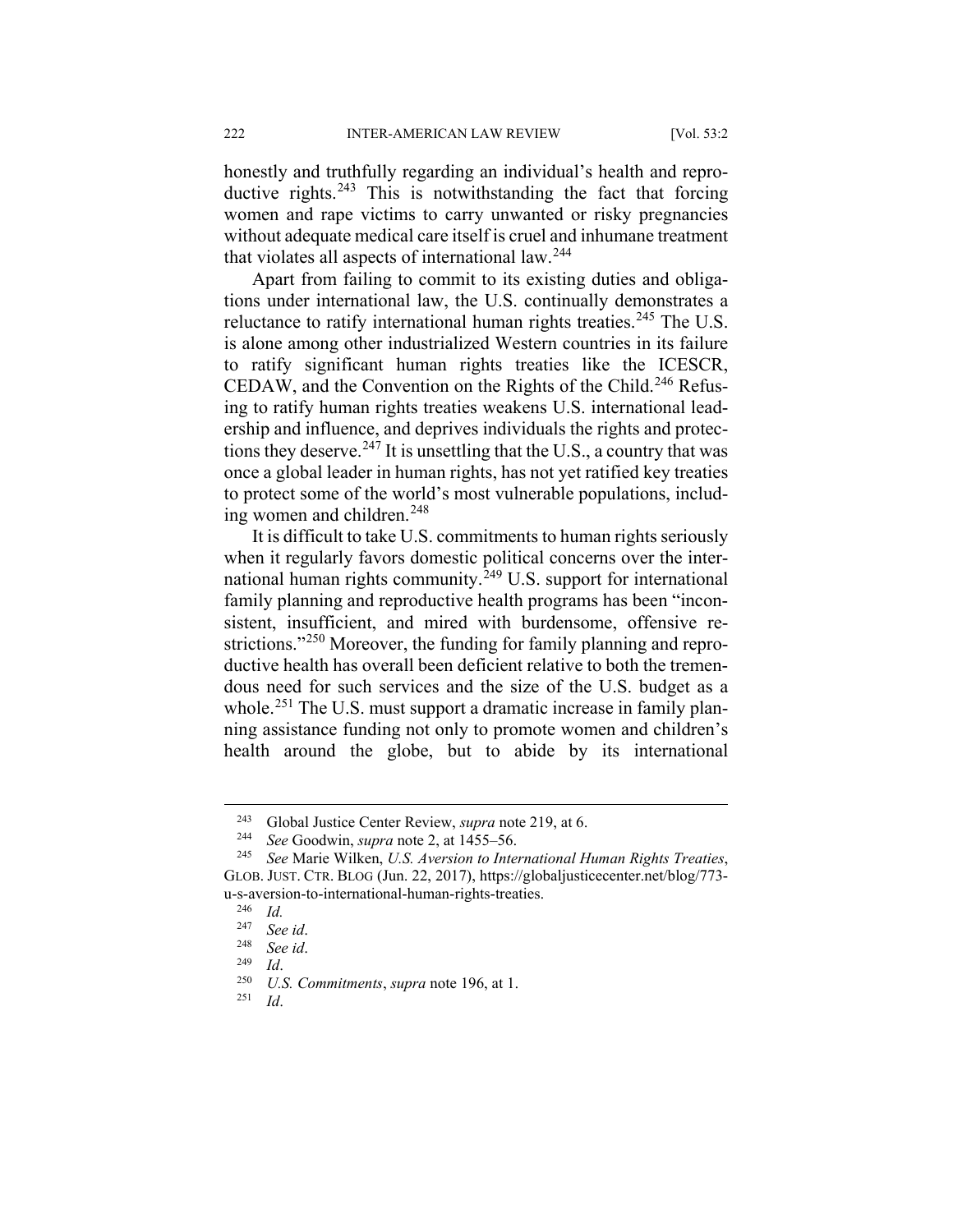honestly and truthfully regarding an individual's health and reproductive rights.[243] This is notwithstanding the fact that forcing women and rape victims to carry unwanted or risky pregnancies without adequate medical care itself is cruel and inhumane treatment that violates all aspects of international law.[244]

Apart from failing to commit to its existing duties and obligations under international law, the U.S. continually demonstrates a reluctance to ratify international human rights treaties.[245] The U.S. is alone among other industrialized Western countries in its failure to ratify significant human rights treaties like the ICESCR, CEDAW, and the Convention on the Rights of the Child.[246] Refusing to ratify human rights treaties weakens U.S. international leadership and influence, and deprives individuals the rights and protections they deserve.[247] It is unsettling that the U.S., a country that was once a global leader in human rights, has not yet ratified key treaties to protect some of the world's most vulnerable populations, including women and children.[248]

It is difficult to take U.S. commitments to human rights seriously when it regularly favors domestic political concerns over the international human rights community.[249] U.S. support for international family planning and reproductive health programs has been "inconsistent, insufficient, and mired with burdensome, offensive restrictions."[250] Moreover, the funding for family planning and reproductive health has overall been deficient relative to both the tremendous need for such services and the size of the U.S. budget as a whole.[251] The U.S. must support a dramatic increase in family planning assistance funding not only to promote women and children's health around the globe, but to abide by its international

---

[243] Global Justice Center Review, *supra* note 219, at 6.

[244] *See* Goodwin, *supra* note 2, at 1455–56.

[245] *See* Marie Wilken, *U.S. Aversion to International Human Rights Treaties*, GLOB. JUST. CTR. BLOG (Jun. 22, 2017), https://globaljusticecenter.net/blog/773-u-s-aversion-to-international-human-rights-treaties.

[246] *Id.*

[247] *See id*.

[248] *See id*.

[249] *Id*.

[250] *U.S. Commitments*, *supra* note 196, at 1.

[251] *Id*.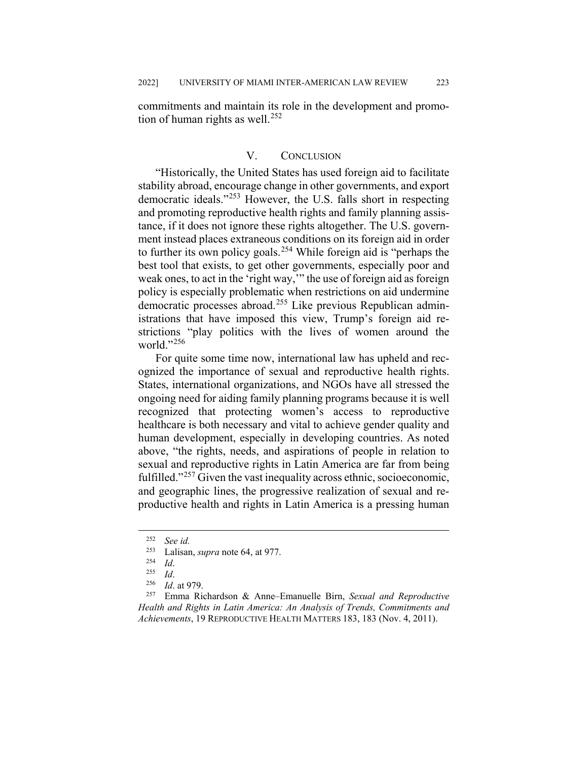commitments and maintain its role in the development and promotion of human rights as well.[252]

## V. CONCLUSION

"Historically, the United States has used foreign aid to facilitate stability abroad, encourage change in other governments, and export democratic ideals."[253] However, the U.S. falls short in respecting and promoting reproductive health rights and family planning assistance, if it does not ignore these rights altogether. The U.S. government instead places extraneous conditions on its foreign aid in order to further its own policy goals.[254] While foreign aid is "perhaps the best tool that exists, to get other governments, especially poor and weak ones, to act in the 'right way,'" the use of foreign aid as foreign policy is especially problematic when restrictions on aid undermine democratic processes abroad.[255] Like previous Republican administrations that have imposed this view, Trump's foreign aid restrictions "play politics with the lives of women around the world."[256]

For quite some time now, international law has upheld and recognized the importance of sexual and reproductive health rights. States, international organizations, and NGOs have all stressed the ongoing need for aiding family planning programs because it is well recognized that protecting women's access to reproductive healthcare is both necessary and vital to achieve gender quality and human development, especially in developing countries. As noted above, "the rights, needs, and aspirations of people in relation to sexual and reproductive rights in Latin America are far from being fulfilled."[257] Given the vast inequality across ethnic, socioeconomic, and geographic lines, the progressive realization of sexual and reproductive health and rights in Latin America is a pressing human

---

[252] *See id.*

[253] Lalisan, *supra* note 64, at 977.

[254] *Id*.

[255] *Id*.

[256] *Id*. at 979.

[257] Emma Richardson & Anne–Emanuelle Birn, *Sexual and Reproductive Health and Rights in Latin America: An Analysis of Trends, Commitments and Achievements*, 19 REPRODUCTIVE HEALTH MATTERS 183, 183 (Nov. 4, 2011).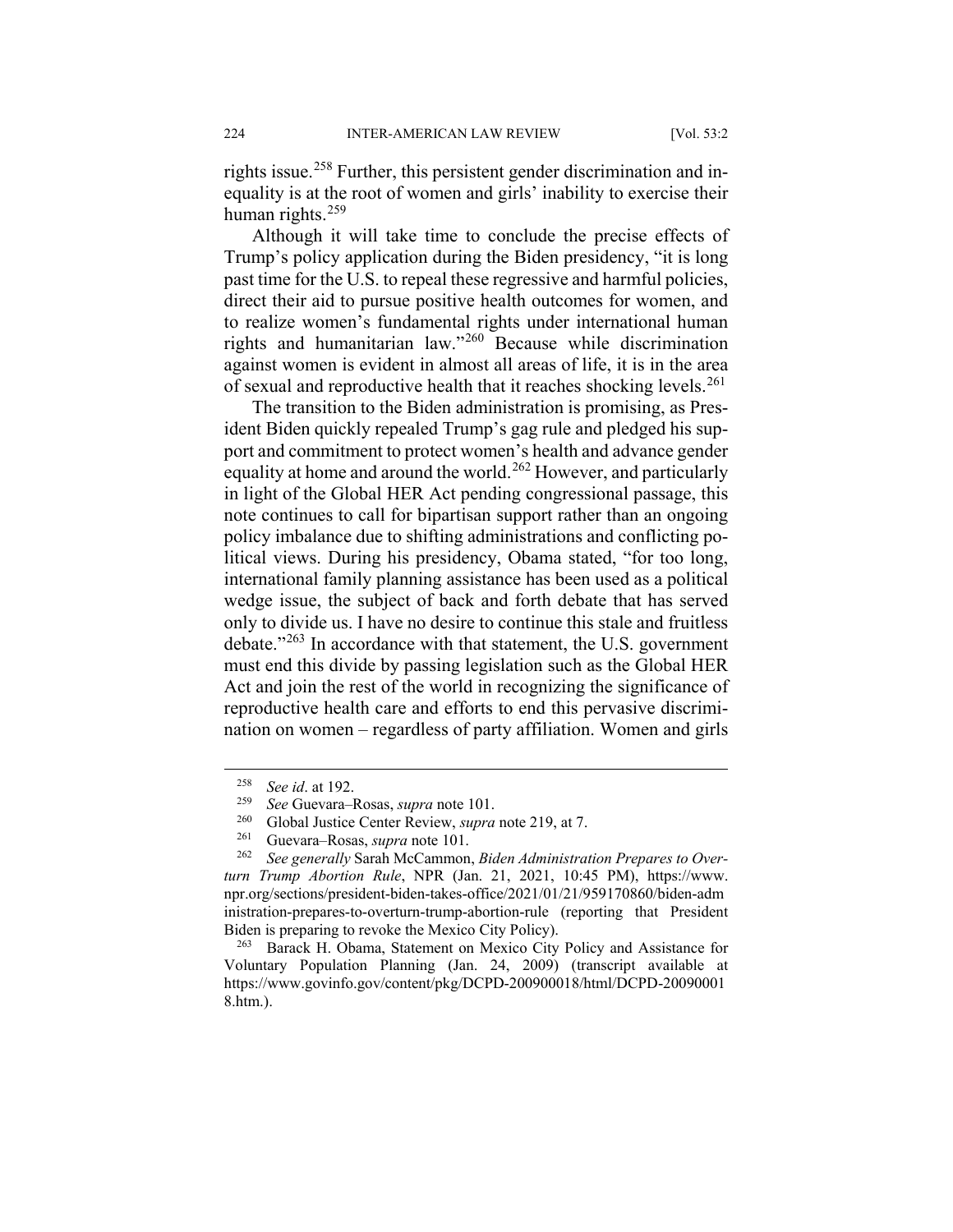rights issue.[258] Further, this persistent gender discrimination and inequality is at the root of women and girls' inability to exercise their human rights.[259]

Although it will take time to conclude the precise effects of Trump's policy application during the Biden presidency, "it is long past time for the U.S. to repeal these regressive and harmful policies, direct their aid to pursue positive health outcomes for women, and to realize women's fundamental rights under international human rights and humanitarian law."[260] Because while discrimination against women is evident in almost all areas of life, it is in the area of sexual and reproductive health that it reaches shocking levels.[261]

The transition to the Biden administration is promising, as President Biden quickly repealed Trump's gag rule and pledged his support and commitment to protect women's health and advance gender equality at home and around the world.[262] However, and particularly in light of the Global HER Act pending congressional passage, this note continues to call for bipartisan support rather than an ongoing policy imbalance due to shifting administrations and conflicting political views. During his presidency, Obama stated, "for too long, international family planning assistance has been used as a political wedge issue, the subject of back and forth debate that has served only to divide us. I have no desire to continue this stale and fruitless debate."[263] In accordance with that statement, the U.S. government must end this divide by passing legislation such as the Global HER Act and join the rest of the world in recognizing the significance of reproductive health care and efforts to end this pervasive discrimination on women – regardless of party affiliation. Women and girls

---

[258] *See id*. at 192.

[259] *See* Guevara–Rosas, *supra* note 101.

[260] Global Justice Center Review, *supra* note 219, at 7.

[261] Guevara–Rosas, *supra* note 101.

[262] *See generally* Sarah McCammon, *Biden Administration Prepares to Overturn Trump Abortion Rule*, NPR (Jan. 21, 2021, 10:45 PM), https://www.npr.org/sections/president-biden-takes-office/2021/01/21/959170860/biden-administration-prepares-to-overturn-trump-abortion-rule (reporting that President Biden is preparing to revoke the Mexico City Policy).

[263] Barack H. Obama, Statement on Mexico City Policy and Assistance for Voluntary Population Planning (Jan. 24, 2009) (transcript available at https://www.govinfo.gov/content/pkg/DCPD-200900018/html/DCPD-200900018.htm.).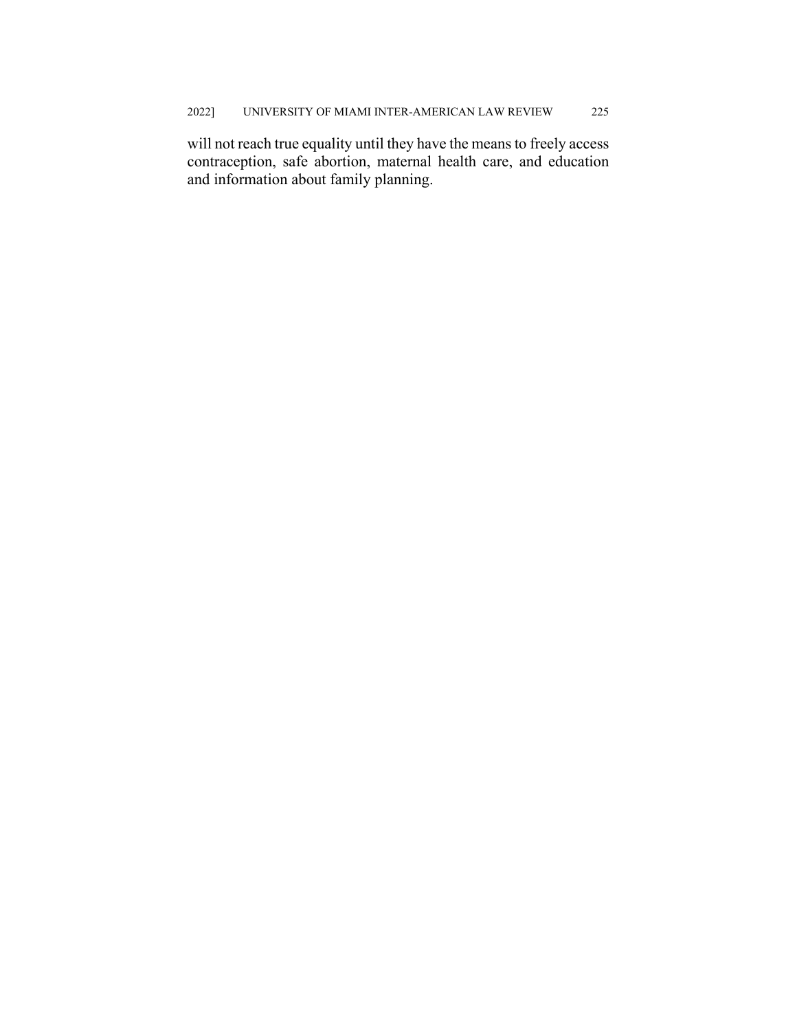will not reach true equality until they have the means to freely access contraception, safe abortion, maternal health care, and education and information about family planning.